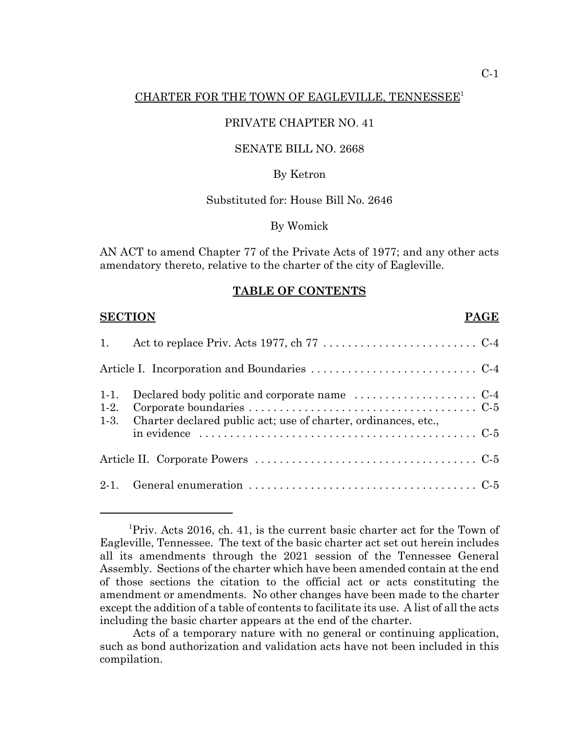# CHARTER FOR THE TOWN OF EAGLEVILLE, TENNESSEE[1]

PRIVATE CHAPTER NO. 41

SENATE BILL NO. 2668

By Ketron

Substituted for: House Bill No. 2646

By Womick

AN ACT to amend Chapter 77 of the Private Acts of 1977; and any other acts amendatory thereto, relative to the charter of the city of Eagleville.

## TABLE OF CONTENTS

| **SECTION** | | **PAGE** |
|---|---|---|
| 1. | Act to replace Priv. Acts 1977, ch 77 | C-4 |
| Article I. Incorporation and Boundaries | | C-4 |
| 1-1. | Declared body politic and corporate name | C-4 |
| 1-2. | Corporate boundaries | C-5 |
| 1-3. | Charter declared public act; use of charter, ordinances, etc., in evidence | C-5 |
| Article II. Corporate Powers | | C-5 |
| 2-1. | General enumeration | C-5 |

[1] Priv. Acts 2016, ch. 41, is the current basic charter act for the Town of Eagleville, Tennessee. The text of the basic charter act set out herein includes all its amendments through the 2021 session of the Tennessee General Assembly. Sections of the charter which have been amended contain at the end of those sections the citation to the official act or acts constituting the amendment or amendments. No other changes have been made to the charter except the addition of a table of contents to facilitate its use. A list of all the acts including the basic charter appears at the end of the charter.

Acts of a temporary nature with no general or continuing application, such as bond authorization and validation acts have not been included in this compilation.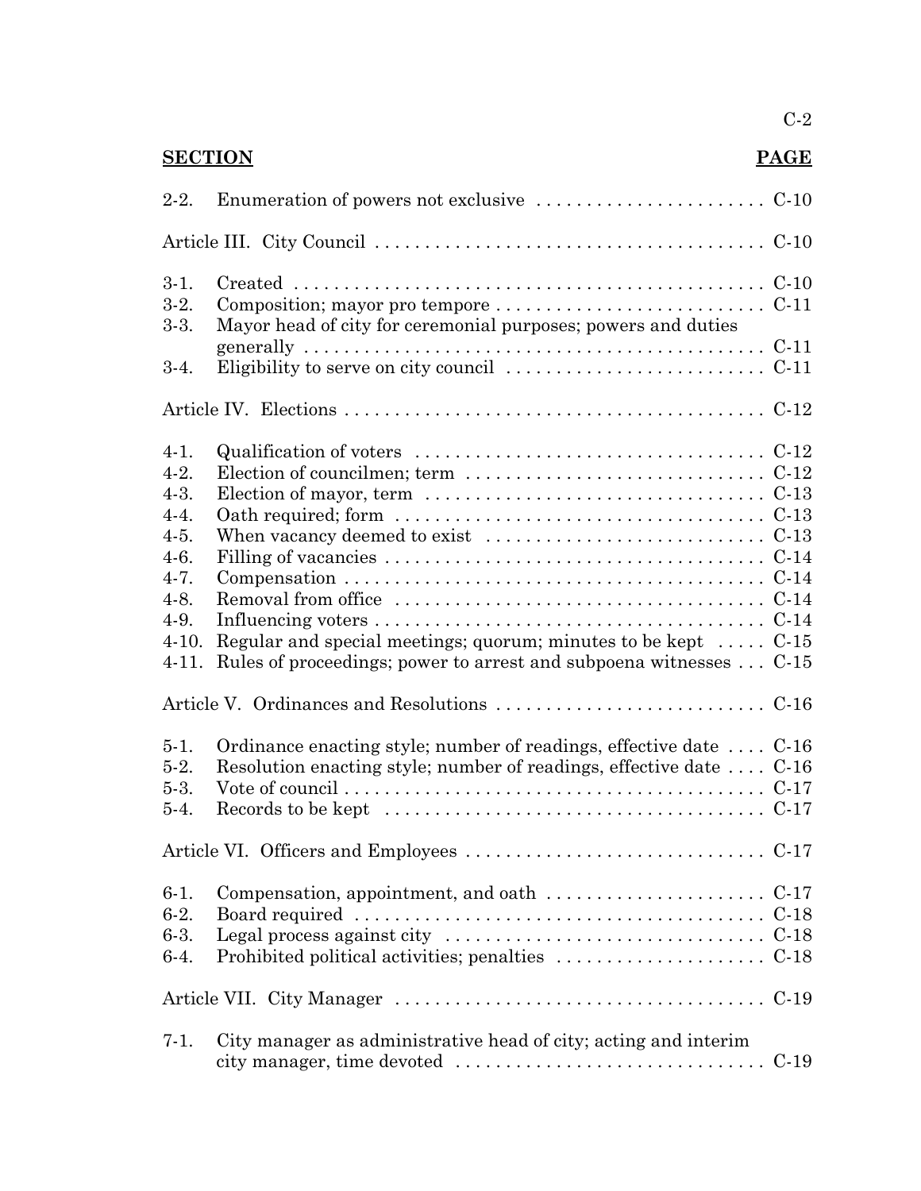| **SECTION** | | **PAGE** |
|---|---|---|
| 2-2. | Enumeration of powers not exclusive | C-10 |
| Article III. City Council | | C-10 |
| 3-1. | Created | C-10 |
| 3-2. | Composition; mayor pro tempore | C-11 |
| 3-3. | Mayor head of city for ceremonial purposes; powers and duties generally | C-11 |
| 3-4. | Eligibility to serve on city council | C-11 |
| Article IV. Elections | | C-12 |
| 4-1. | Qualification of voters | C-12 |
| 4-2. | Election of councilmen; term | C-12 |
| 4-3. | Election of mayor, term | C-13 |
| 4-4. | Oath required; form | C-13 |
| 4-5. | When vacancy deemed to exist | C-13 |
| 4-6. | Filling of vacancies | C-14 |
| 4-7. | Compensation | C-14 |
| 4-8. | Removal from office | C-14 |
| 4-9. | Influencing voters | C-14 |
| 4-10. | Regular and special meetings; quorum; minutes to be kept | C-15 |
| 4-11. | Rules of proceedings; power to arrest and subpoena witnesses | C-15 |
| Article V. Ordinances and Resolutions | | C-16 |
| 5-1. | Ordinance enacting style; number of readings, effective date | C-16 |
| 5-2. | Resolution enacting style; number of readings, effective date | C-16 |
| 5-3. | Vote of council | C-17 |
| 5-4. | Records to be kept | C-17 |
| Article VI. Officers and Employees | | C-17 |
| 6-1. | Compensation, appointment, and oath | C-17 |
| 6-2. | Board required | C-18 |
| 6-3. | Legal process against city | C-18 |
| 6-4. | Prohibited political activities; penalties | C-18 |
| Article VII. City Manager | | C-19 |
| 7-1. | City manager as administrative head of city; acting and interim city manager, time devoted | C-19 |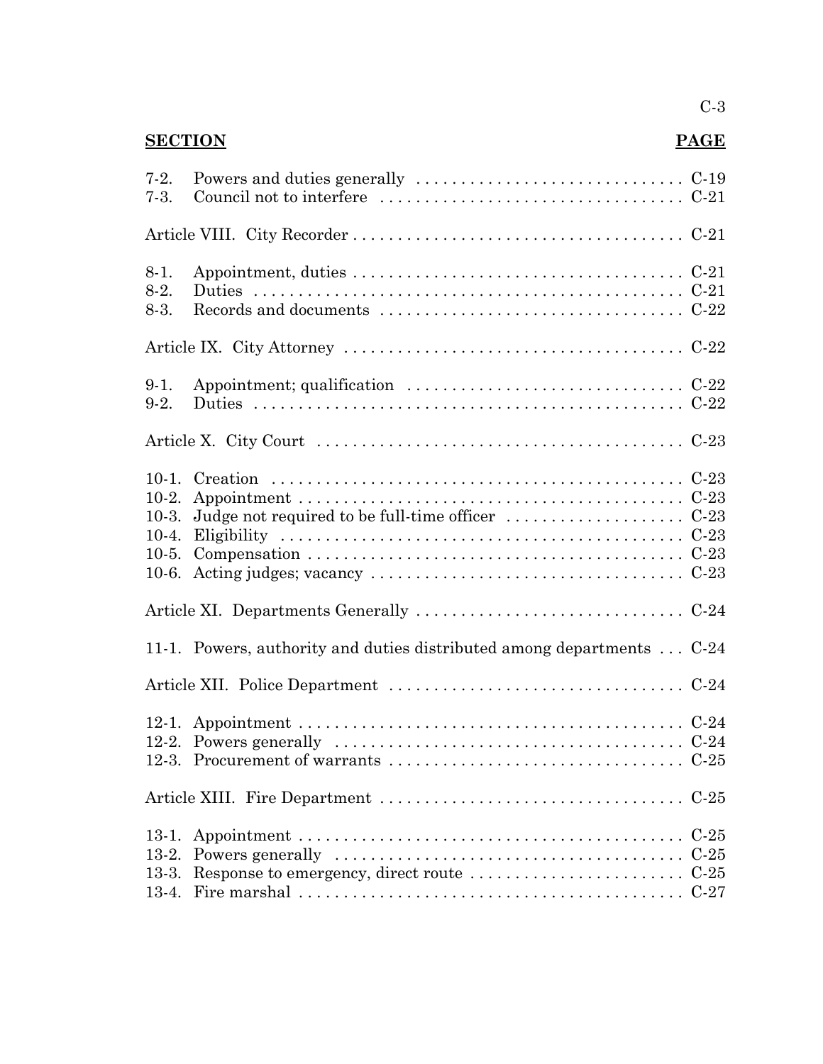| SECTION | | PAGE |
|---|---|---|
| 7-2. | Powers and duties generally | C-19 |
| 7-3. | Council not to interfere | C-21 |
| Article VIII. City Recorder | | C-21 |
| 8-1. | Appointment, duties | C-21 |
| 8-2. | Duties | C-21 |
| 8-3. | Records and documents | C-22 |
| Article IX. City Attorney | | C-22 |
| 9-1. | Appointment; qualification | C-22 |
| 9-2. | Duties | C-22 |
| Article X. City Court | | C-23 |
| 10-1. | Creation | C-23 |
| 10-2. | Appointment | C-23 |
| 10-3. | Judge not required to be full-time officer | C-23 |
| 10-4. | Eligibility | C-23 |
| 10-5. | Compensation | C-23 |
| 10-6. | Acting judges; vacancy | C-23 |
| Article XI. Departments Generally | | C-24 |
| 11-1. | Powers, authority and duties distributed among departments | C-24 |
| Article XII. Police Department | | C-24 |
| 12-1. | Appointment | C-24 |
| 12-2. | Powers generally | C-24 |
| 12-3. | Procurement of warrants | C-25 |
| Article XIII. Fire Department | | C-25 |
| 13-1. | Appointment | C-25 |
| 13-2. | Powers generally | C-25 |
| 13-3. | Response to emergency, direct route | C-25 |
| 13-4. | Fire marshal | C-27 |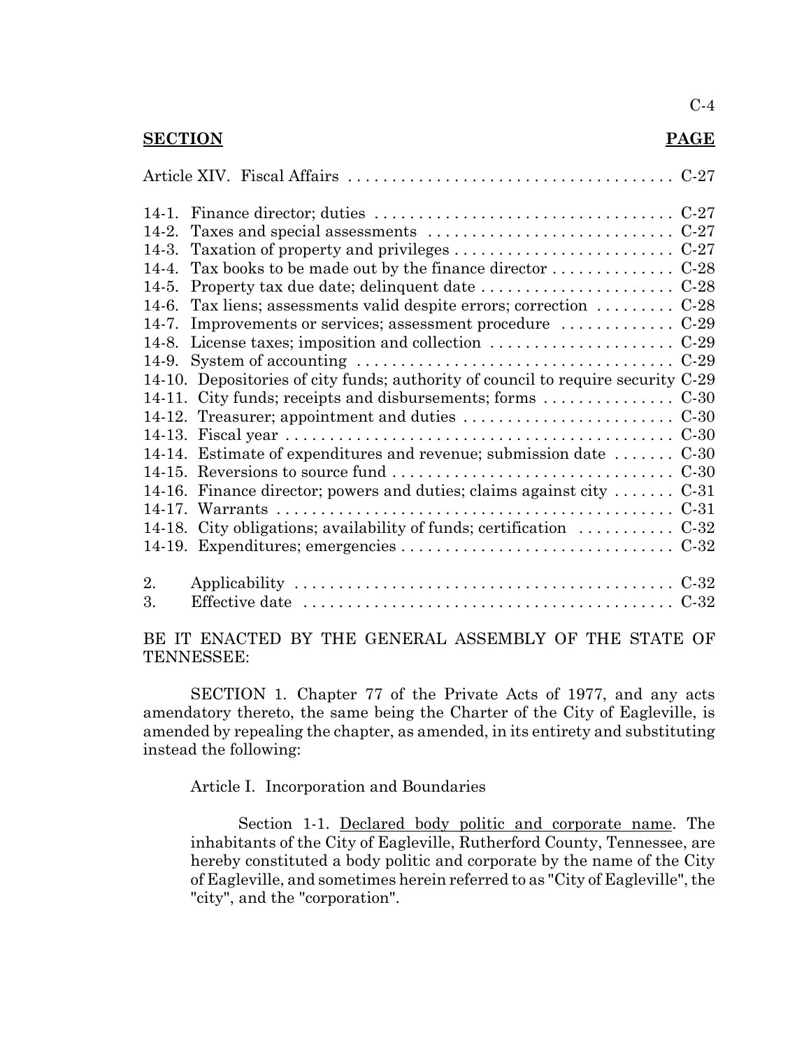| **SECTION** | **PAGE** |
|---|---|
| Article XIV. Fiscal Affairs | C-27 |
| 14-1. Finance director; duties | C-27 |
| 14-2. Taxes and special assessments | C-27 |
| 14-3. Taxation of property and privileges | C-27 |
| 14-4. Tax books to be made out by the finance director | C-28 |
| 14-5. Property tax due date; delinquent date | C-28 |
| 14-6. Tax liens; assessments valid despite errors; correction | C-28 |
| 14-7. Improvements or services; assessment procedure | C-29 |
| 14-8. License taxes; imposition and collection | C-29 |
| 14-9. System of accounting | C-29 |
| 14-10. Depositories of city funds; authority of council to require security | C-29 |
| 14-11. City funds; receipts and disbursements; forms | C-30 |
| 14-12. Treasurer; appointment and duties | C-30 |
| 14-13. Fiscal year | C-30 |
| 14-14. Estimate of expenditures and revenue; submission date | C-30 |
| 14-15. Reversions to source fund | C-30 |
| 14-16. Finance director; powers and duties; claims against city | C-31 |
| 14-17. Warrants | C-31 |
| 14-18. City obligations; availability of funds; certification | C-32 |
| 14-19. Expenditures; emergencies | C-32 |
| 2. Applicability | C-32 |
| 3. Effective date | C-32 |

BE IT ENACTED BY THE GENERAL ASSEMBLY OF THE STATE OF TENNESSEE:

SECTION 1. Chapter 77 of the Private Acts of 1977, and any acts amendatory thereto, the same being the Charter of the City of Eagleville, is amended by repealing the chapter, as amended, in its entirety and substituting instead the following:

Article I. Incorporation and Boundaries

Section 1-1. Declared body politic and corporate name. The inhabitants of the City of Eagleville, Rutherford County, Tennessee, are hereby constituted a body politic and corporate by the name of the City of Eagleville, and sometimes herein referred to as "City of Eagleville", the "city", and the "corporation".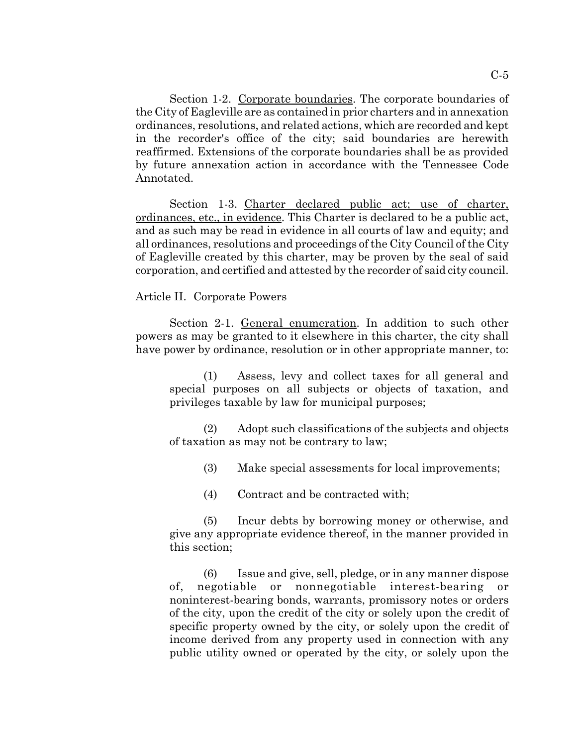Section 1-2. Corporate boundaries. The corporate boundaries of the City of Eagleville are as contained in prior charters and in annexation ordinances, resolutions, and related actions, which are recorded and kept in the recorder's office of the city; said boundaries are herewith reaffirmed. Extensions of the corporate boundaries shall be as provided by future annexation action in accordance with the Tennessee Code Annotated.

Section 1-3. Charter declared public act; use of charter, ordinances, etc., in evidence. This Charter is declared to be a public act, and as such may be read in evidence in all courts of law and equity; and all ordinances, resolutions and proceedings of the City Council of the City of Eagleville created by this charter, may be proven by the seal of said corporation, and certified and attested by the recorder of said city council.

Article II. Corporate Powers

Section 2-1. General enumeration. In addition to such other powers as may be granted to it elsewhere in this charter, the city shall have power by ordinance, resolution or in other appropriate manner, to:

(1) Assess, levy and collect taxes for all general and special purposes on all subjects or objects of taxation, and privileges taxable by law for municipal purposes;

(2) Adopt such classifications of the subjects and objects of taxation as may not be contrary to law;

(3) Make special assessments for local improvements;

(4) Contract and be contracted with;

(5) Incur debts by borrowing money or otherwise, and give any appropriate evidence thereof, in the manner provided in this section;

(6) Issue and give, sell, pledge, or in any manner dispose of, negotiable or nonnegotiable interest-bearing or noninterest-bearing bonds, warrants, promissory notes or orders of the city, upon the credit of the city or solely upon the credit of specific property owned by the city, or solely upon the credit of income derived from any property used in connection with any public utility owned or operated by the city, or solely upon the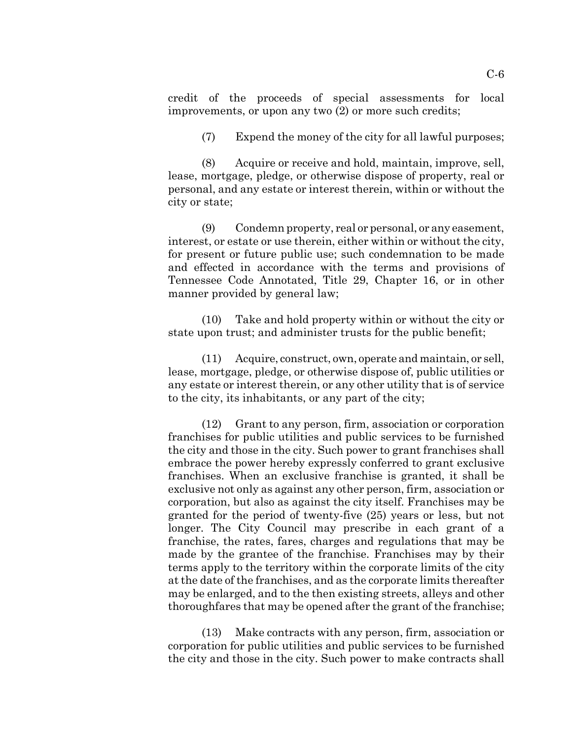credit of the proceeds of special assessments for local improvements, or upon any two (2) or more such credits;

(7) Expend the money of the city for all lawful purposes;

(8) Acquire or receive and hold, maintain, improve, sell, lease, mortgage, pledge, or otherwise dispose of property, real or personal, and any estate or interest therein, within or without the city or state;

(9) Condemn property, real or personal, or any easement, interest, or estate or use therein, either within or without the city, for present or future public use; such condemnation to be made and effected in accordance with the terms and provisions of Tennessee Code Annotated, Title 29, Chapter 16, or in other manner provided by general law;

(10) Take and hold property within or without the city or state upon trust; and administer trusts for the public benefit;

(11) Acquire, construct, own, operate and maintain, or sell, lease, mortgage, pledge, or otherwise dispose of, public utilities or any estate or interest therein, or any other utility that is of service to the city, its inhabitants, or any part of the city;

(12) Grant to any person, firm, association or corporation franchises for public utilities and public services to be furnished the city and those in the city. Such power to grant franchises shall embrace the power hereby expressly conferred to grant exclusive franchises. When an exclusive franchise is granted, it shall be exclusive not only as against any other person, firm, association or corporation, but also as against the city itself. Franchises may be granted for the period of twenty-five (25) years or less, but not longer. The City Council may prescribe in each grant of a franchise, the rates, fares, charges and regulations that may be made by the grantee of the franchise. Franchises may by their terms apply to the territory within the corporate limits of the city at the date of the franchises, and as the corporate limits thereafter may be enlarged, and to the then existing streets, alleys and other thoroughfares that may be opened after the grant of the franchise;

(13) Make contracts with any person, firm, association or corporation for public utilities and public services to be furnished the city and those in the city. Such power to make contracts shall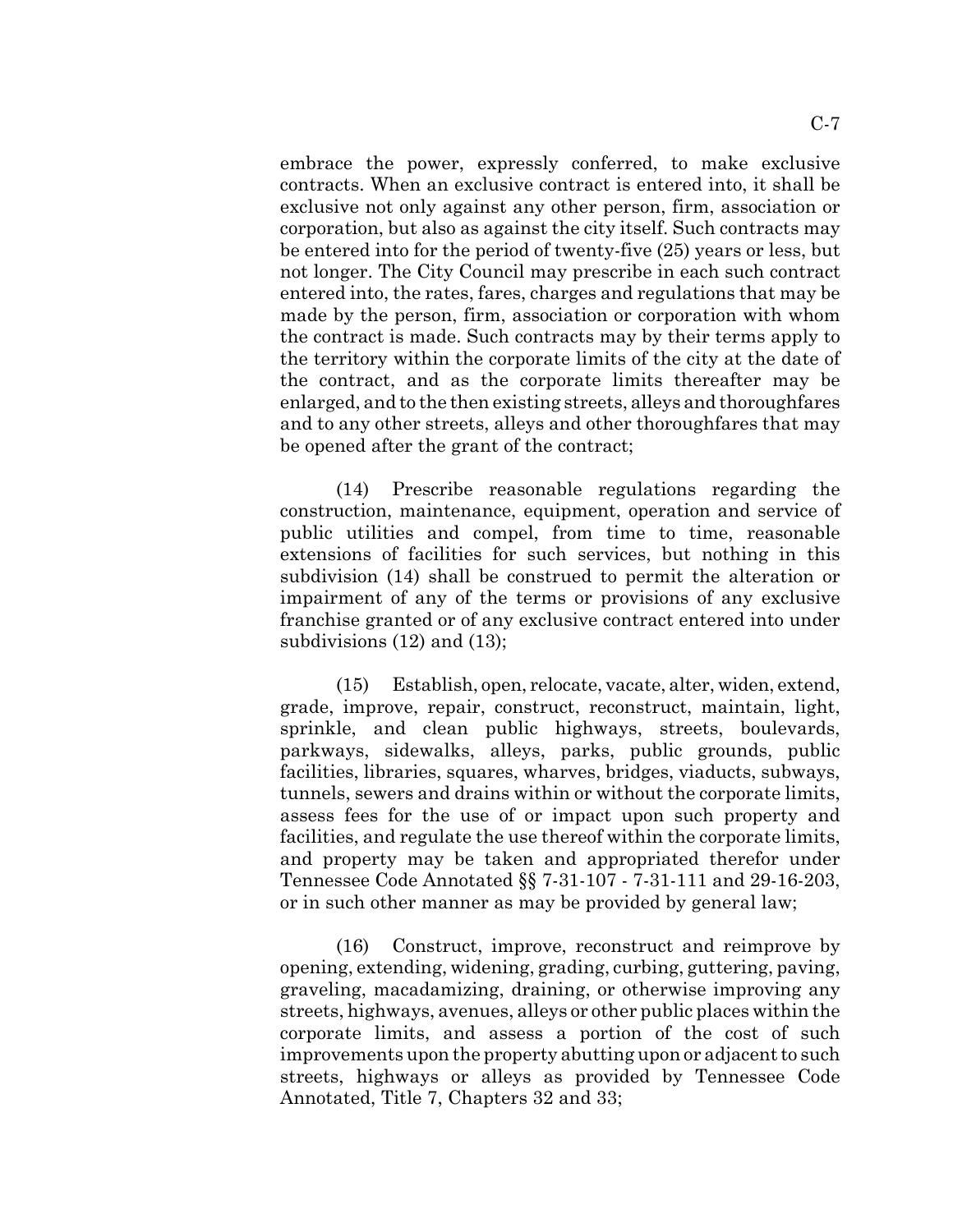embrace the power, expressly conferred, to make exclusive contracts. When an exclusive contract is entered into, it shall be exclusive not only against any other person, firm, association or corporation, but also as against the city itself. Such contracts may be entered into for the period of twenty-five (25) years or less, but not longer. The City Council may prescribe in each such contract entered into, the rates, fares, charges and regulations that may be made by the person, firm, association or corporation with whom the contract is made. Such contracts may by their terms apply to the territory within the corporate limits of the city at the date of the contract, and as the corporate limits thereafter may be enlarged, and to the then existing streets, alleys and thoroughfares and to any other streets, alleys and other thoroughfares that may be opened after the grant of the contract;

(14) Prescribe reasonable regulations regarding the construction, maintenance, equipment, operation and service of public utilities and compel, from time to time, reasonable extensions of facilities for such services, but nothing in this subdivision (14) shall be construed to permit the alteration or impairment of any of the terms or provisions of any exclusive franchise granted or of any exclusive contract entered into under subdivisions (12) and (13);

(15) Establish, open, relocate, vacate, alter, widen, extend, grade, improve, repair, construct, reconstruct, maintain, light, sprinkle, and clean public highways, streets, boulevards, parkways, sidewalks, alleys, parks, public grounds, public facilities, libraries, squares, wharves, bridges, viaducts, subways, tunnels, sewers and drains within or without the corporate limits, assess fees for the use of or impact upon such property and facilities, and regulate the use thereof within the corporate limits, and property may be taken and appropriated therefor under Tennessee Code Annotated §§ 7-31-107 - 7-31-111 and 29-16-203, or in such other manner as may be provided by general law;

(16) Construct, improve, reconstruct and reimprove by opening, extending, widening, grading, curbing, guttering, paving, graveling, macadamizing, draining, or otherwise improving any streets, highways, avenues, alleys or other public places within the corporate limits, and assess a portion of the cost of such improvements upon the property abutting upon or adjacent to such streets, highways or alleys as provided by Tennessee Code Annotated, Title 7, Chapters 32 and 33;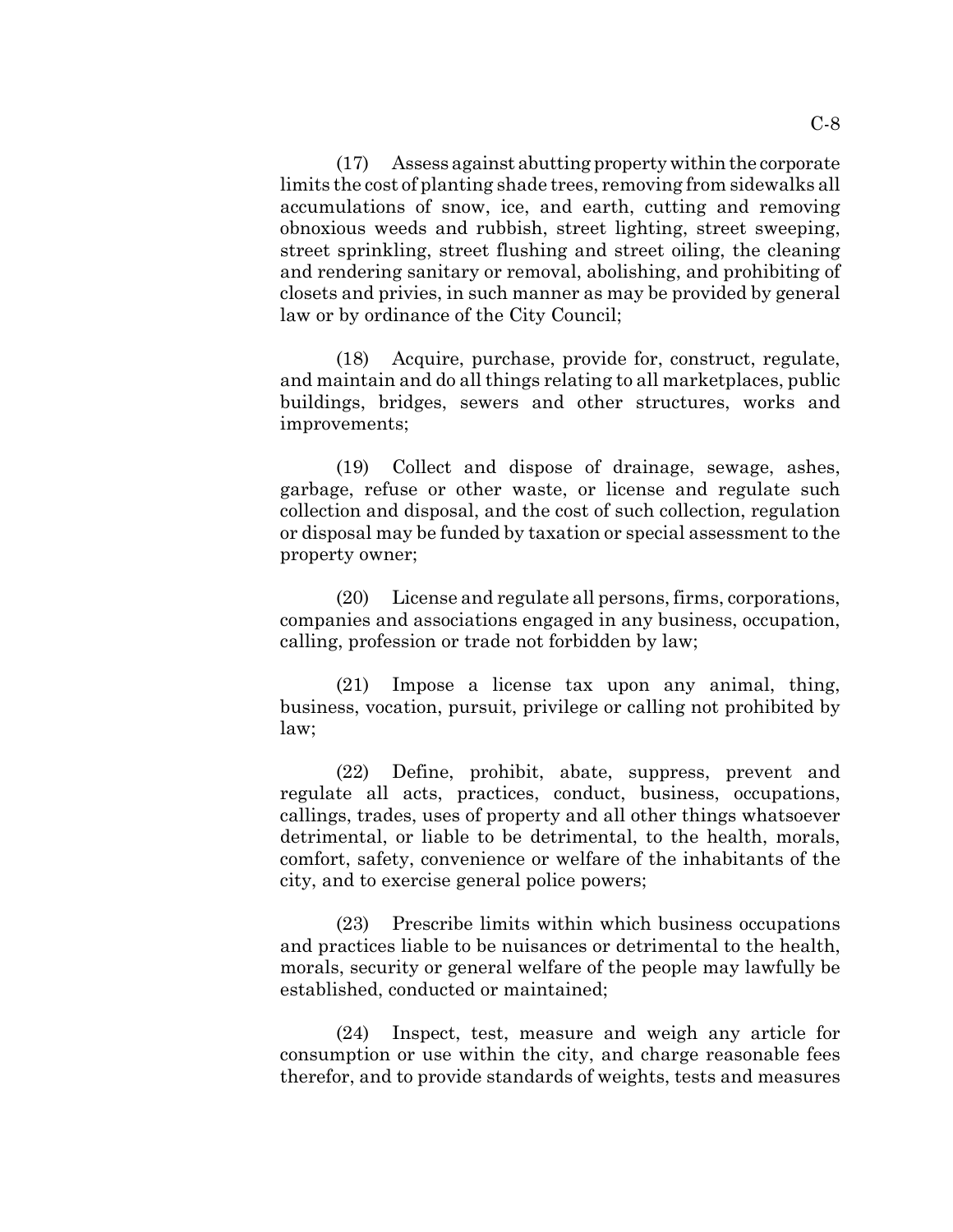(17) Assess against abutting property within the corporate limits the cost of planting shade trees, removing from sidewalks all accumulations of snow, ice, and earth, cutting and removing obnoxious weeds and rubbish, street lighting, street sweeping, street sprinkling, street flushing and street oiling, the cleaning and rendering sanitary or removal, abolishing, and prohibiting of closets and privies, in such manner as may be provided by general law or by ordinance of the City Council;

(18) Acquire, purchase, provide for, construct, regulate, and maintain and do all things relating to all marketplaces, public buildings, bridges, sewers and other structures, works and improvements;

(19) Collect and dispose of drainage, sewage, ashes, garbage, refuse or other waste, or license and regulate such collection and disposal, and the cost of such collection, regulation or disposal may be funded by taxation or special assessment to the property owner;

(20) License and regulate all persons, firms, corporations, companies and associations engaged in any business, occupation, calling, profession or trade not forbidden by law;

(21) Impose a license tax upon any animal, thing, business, vocation, pursuit, privilege or calling not prohibited by law;

(22) Define, prohibit, abate, suppress, prevent and regulate all acts, practices, conduct, business, occupations, callings, trades, uses of property and all other things whatsoever detrimental, or liable to be detrimental, to the health, morals, comfort, safety, convenience or welfare of the inhabitants of the city, and to exercise general police powers;

(23) Prescribe limits within which business occupations and practices liable to be nuisances or detrimental to the health, morals, security or general welfare of the people may lawfully be established, conducted or maintained;

(24) Inspect, test, measure and weigh any article for consumption or use within the city, and charge reasonable fees therefor, and to provide standards of weights, tests and measures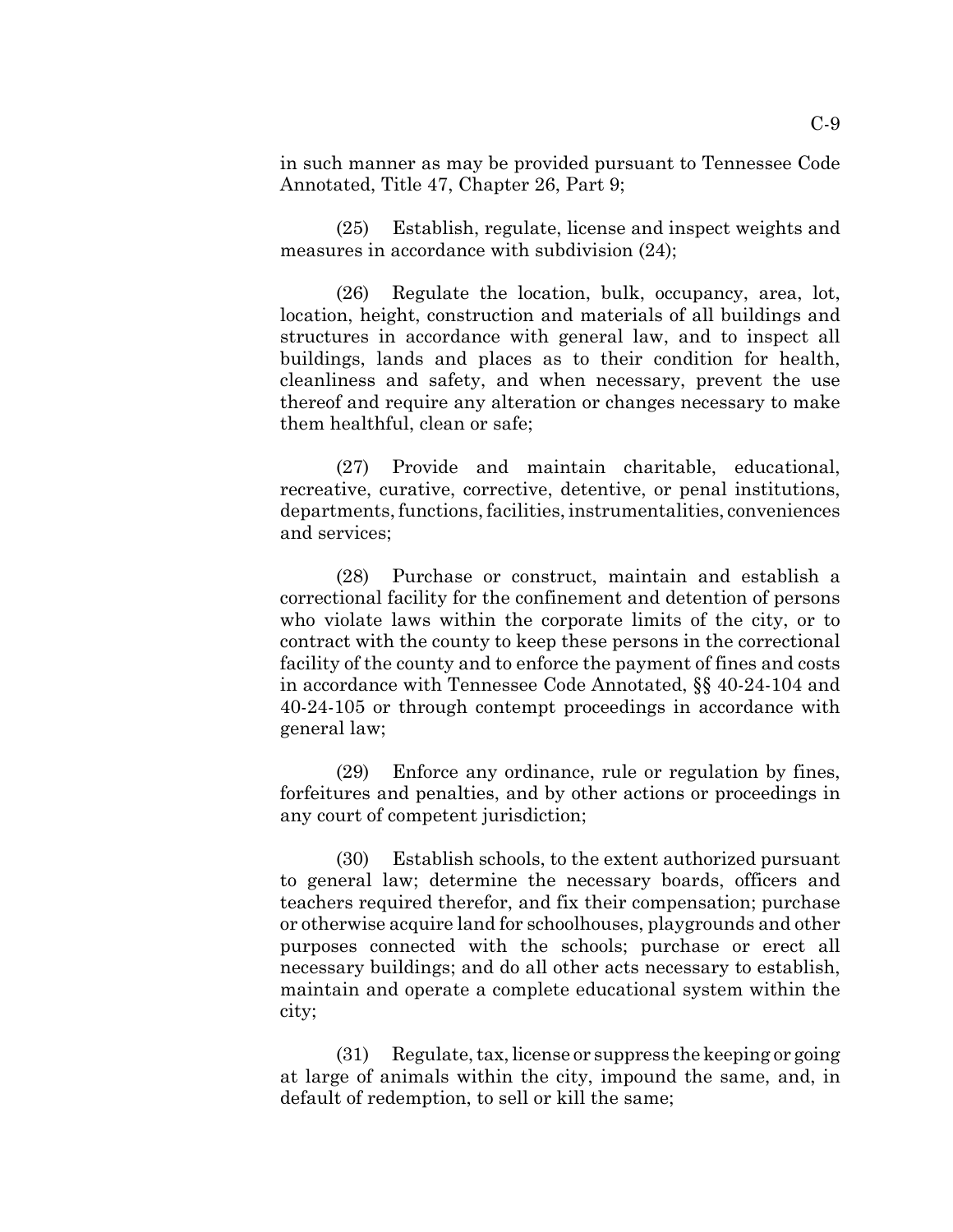in such manner as may be provided pursuant to Tennessee Code Annotated, Title 47, Chapter 26, Part 9;

(25) Establish, regulate, license and inspect weights and measures in accordance with subdivision (24);

(26) Regulate the location, bulk, occupancy, area, lot, location, height, construction and materials of all buildings and structures in accordance with general law, and to inspect all buildings, lands and places as to their condition for health, cleanliness and safety, and when necessary, prevent the use thereof and require any alteration or changes necessary to make them healthful, clean or safe;

(27) Provide and maintain charitable, educational, recreative, curative, corrective, detentive, or penal institutions, departments, functions, facilities, instrumentalities, conveniences and services;

(28) Purchase or construct, maintain and establish a correctional facility for the confinement and detention of persons who violate laws within the corporate limits of the city, or to contract with the county to keep these persons in the correctional facility of the county and to enforce the payment of fines and costs in accordance with Tennessee Code Annotated, §§ 40-24-104 and 40-24-105 or through contempt proceedings in accordance with general law;

(29) Enforce any ordinance, rule or regulation by fines, forfeitures and penalties, and by other actions or proceedings in any court of competent jurisdiction;

(30) Establish schools, to the extent authorized pursuant to general law; determine the necessary boards, officers and teachers required therefor, and fix their compensation; purchase or otherwise acquire land for schoolhouses, playgrounds and other purposes connected with the schools; purchase or erect all necessary buildings; and do all other acts necessary to establish, maintain and operate a complete educational system within the city;

(31) Regulate, tax, license or suppress the keeping or going at large of animals within the city, impound the same, and, in default of redemption, to sell or kill the same;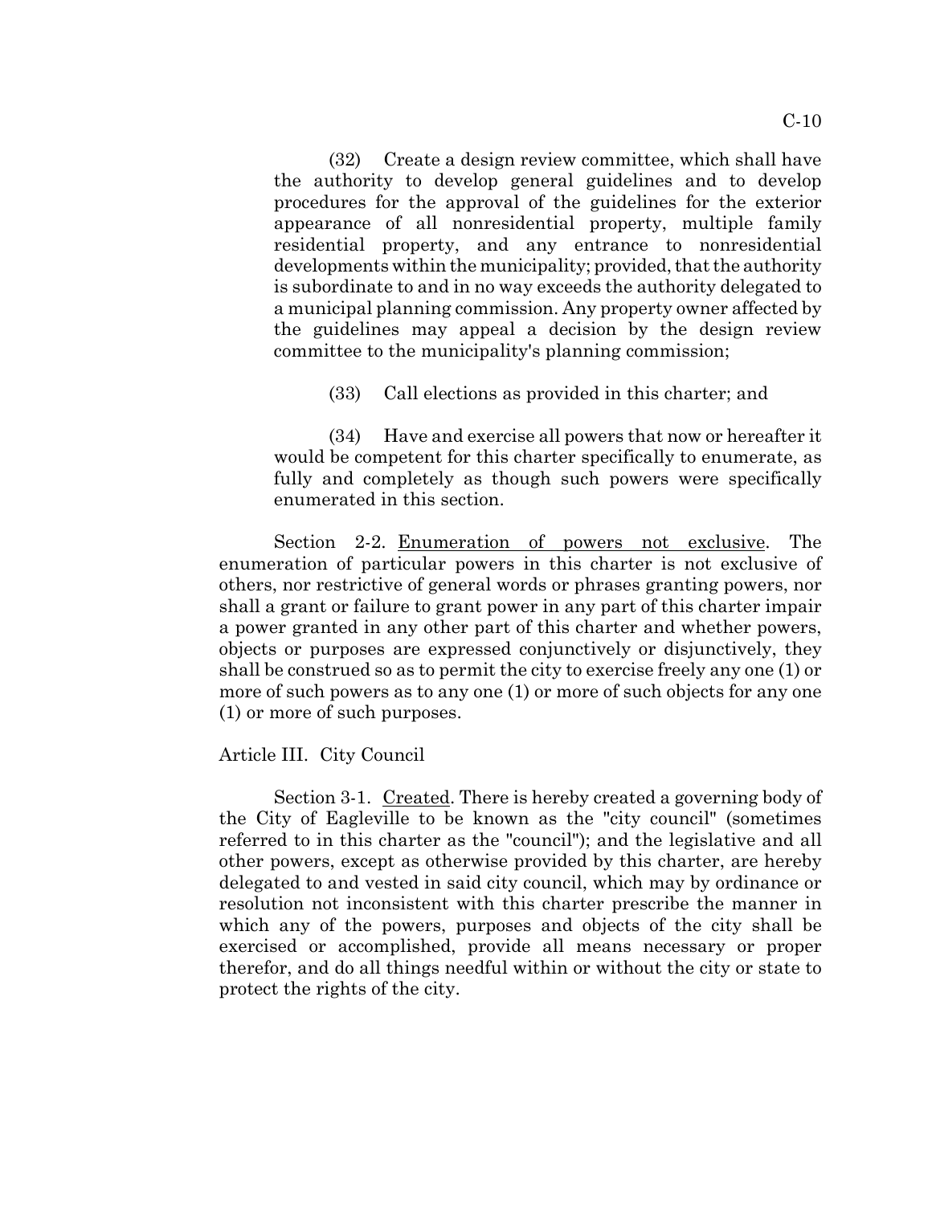(32) Create a design review committee, which shall have the authority to develop general guidelines and to develop procedures for the approval of the guidelines for the exterior appearance of all nonresidential property, multiple family residential property, and any entrance to nonresidential developments within the municipality; provided, that the authority is subordinate to and in no way exceeds the authority delegated to a municipal planning commission. Any property owner affected by the guidelines may appeal a decision by the design review committee to the municipality's planning commission;

(33) Call elections as provided in this charter; and

(34) Have and exercise all powers that now or hereafter it would be competent for this charter specifically to enumerate, as fully and completely as though such powers were specifically enumerated in this section.

Section 2-2. Enumeration of powers not exclusive. The enumeration of particular powers in this charter is not exclusive of others, nor restrictive of general words or phrases granting powers, nor shall a grant or failure to grant power in any part of this charter impair a power granted in any other part of this charter and whether powers, objects or purposes are expressed conjunctively or disjunctively, they shall be construed so as to permit the city to exercise freely any one (1) or more of such powers as to any one (1) or more of such objects for any one (1) or more of such purposes.

## Article III. City Council

Section 3-1. Created. There is hereby created a governing body of the City of Eagleville to be known as the "city council" (sometimes referred to in this charter as the "council"); and the legislative and all other powers, except as otherwise provided by this charter, are hereby delegated to and vested in said city council, which may by ordinance or resolution not inconsistent with this charter prescribe the manner in which any of the powers, purposes and objects of the city shall be exercised or accomplished, provide all means necessary or proper therefor, and do all things needful within or without the city or state to protect the rights of the city.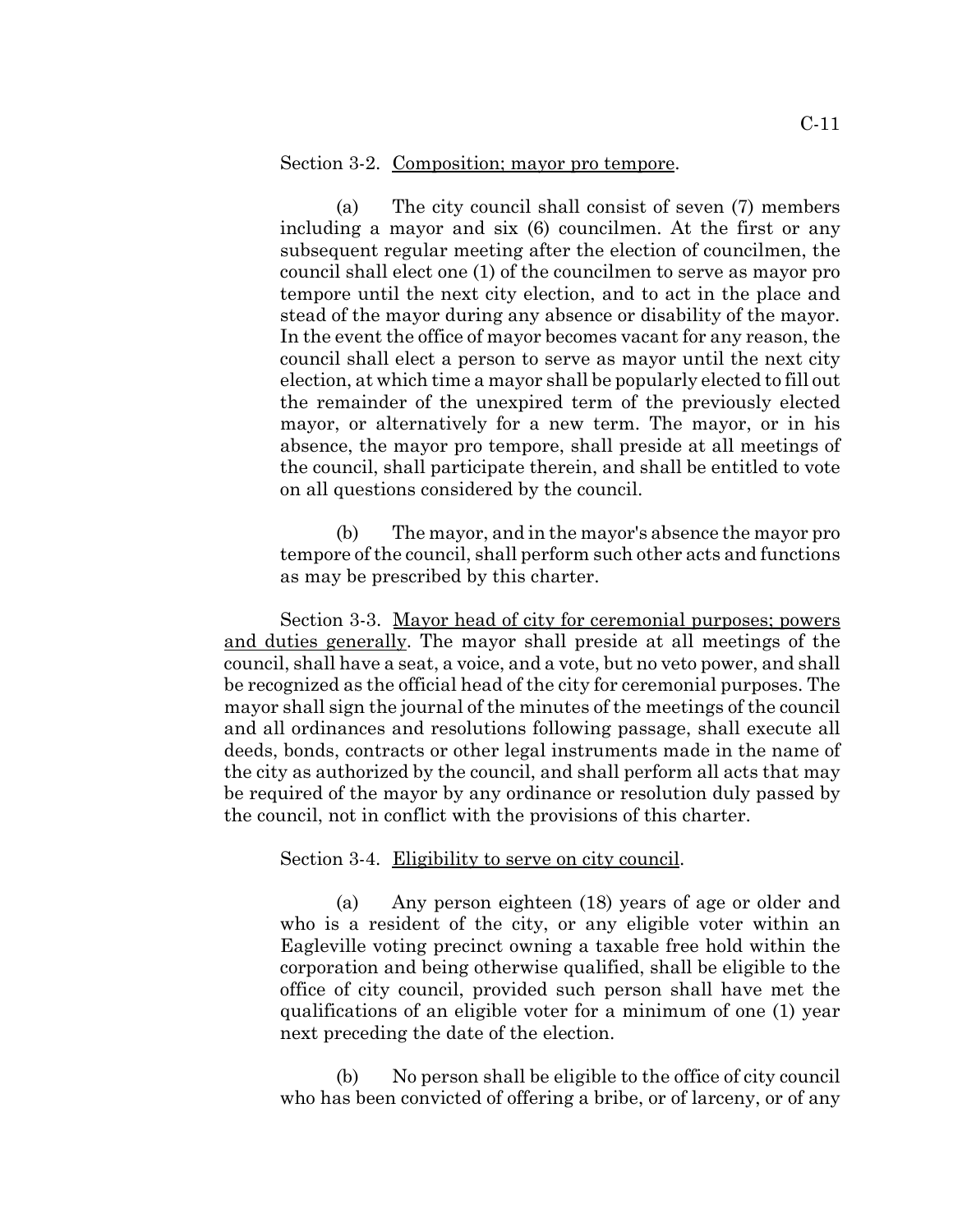Section 3-2. Composition; mayor pro tempore.

(a) The city council shall consist of seven (7) members including a mayor and six (6) councilmen. At the first or any subsequent regular meeting after the election of councilmen, the council shall elect one (1) of the councilmen to serve as mayor pro tempore until the next city election, and to act in the place and stead of the mayor during any absence or disability of the mayor. In the event the office of mayor becomes vacant for any reason, the council shall elect a person to serve as mayor until the next city election, at which time a mayor shall be popularly elected to fill out the remainder of the unexpired term of the previously elected mayor, or alternatively for a new term. The mayor, or in his absence, the mayor pro tempore, shall preside at all meetings of the council, shall participate therein, and shall be entitled to vote on all questions considered by the council.

(b) The mayor, and in the mayor's absence the mayor pro tempore of the council, shall perform such other acts and functions as may be prescribed by this charter.

Section 3-3. Mayor head of city for ceremonial purposes; powers and duties generally. The mayor shall preside at all meetings of the council, shall have a seat, a voice, and a vote, but no veto power, and shall be recognized as the official head of the city for ceremonial purposes. The mayor shall sign the journal of the minutes of the meetings of the council and all ordinances and resolutions following passage, shall execute all deeds, bonds, contracts or other legal instruments made in the name of the city as authorized by the council, and shall perform all acts that may be required of the mayor by any ordinance or resolution duly passed by the council, not in conflict with the provisions of this charter.

Section 3-4. Eligibility to serve on city council.

(a) Any person eighteen (18) years of age or older and who is a resident of the city, or any eligible voter within an Eagleville voting precinct owning a taxable free hold within the corporation and being otherwise qualified, shall be eligible to the office of city council, provided such person shall have met the qualifications of an eligible voter for a minimum of one (1) year next preceding the date of the election.

(b) No person shall be eligible to the office of city council who has been convicted of offering a bribe, or of larceny, or of any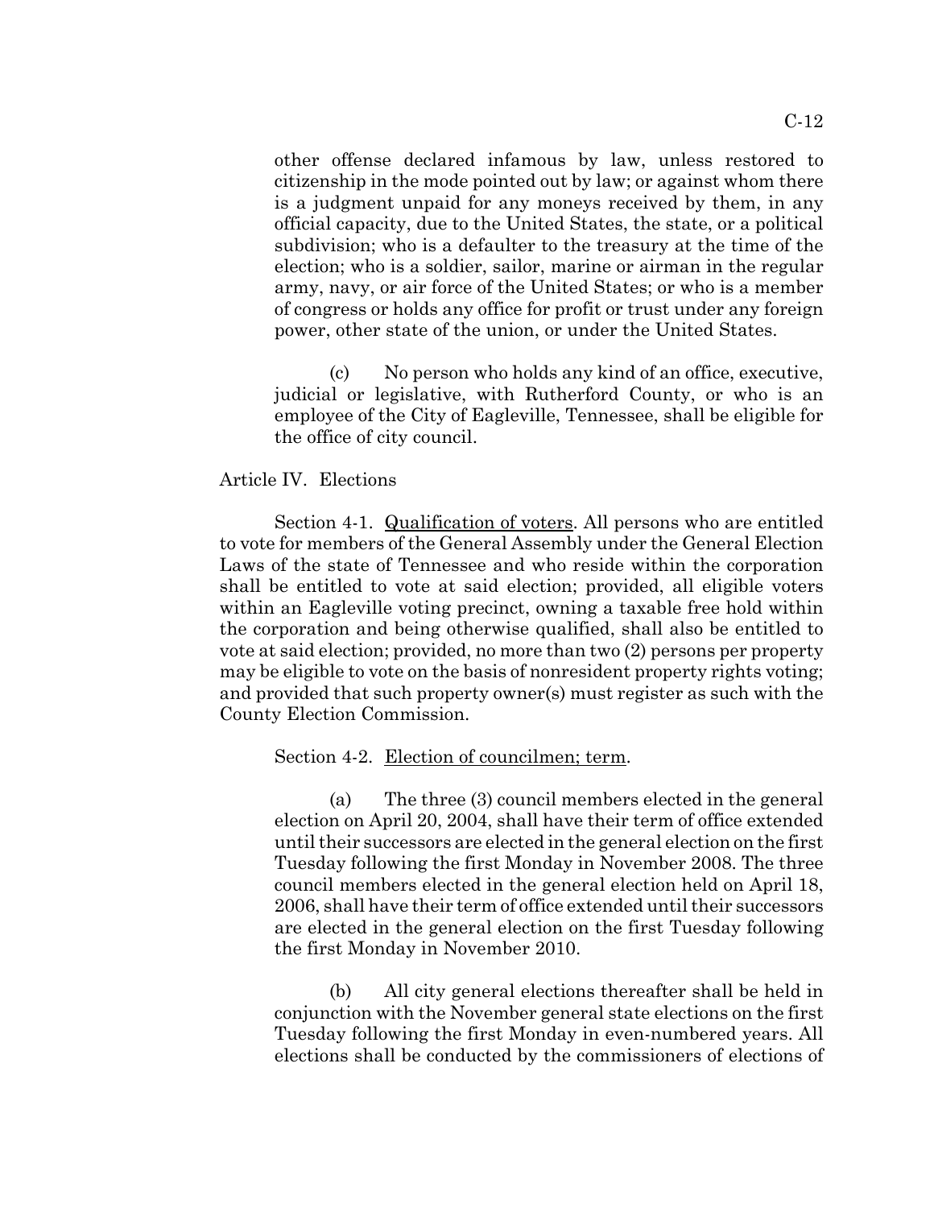other offense declared infamous by law, unless restored to citizenship in the mode pointed out by law; or against whom there is a judgment unpaid for any moneys received by them, in any official capacity, due to the United States, the state, or a political subdivision; who is a defaulter to the treasury at the time of the election; who is a soldier, sailor, marine or airman in the regular army, navy, or air force of the United States; or who is a member of congress or holds any office for profit or trust under any foreign power, other state of the union, or under the United States.

(c) No person who holds any kind of an office, executive, judicial or legislative, with Rutherford County, or who is an employee of the City of Eagleville, Tennessee, shall be eligible for the office of city council.

Article IV. Elections

Section 4-1. Qualification of voters. All persons who are entitled to vote for members of the General Assembly under the General Election Laws of the state of Tennessee and who reside within the corporation shall be entitled to vote at said election; provided, all eligible voters within an Eagleville voting precinct, owning a taxable free hold within the corporation and being otherwise qualified, shall also be entitled to vote at said election; provided, no more than two (2) persons per property may be eligible to vote on the basis of nonresident property rights voting; and provided that such property owner(s) must register as such with the County Election Commission.

Section 4-2. Election of councilmen; term.

(a) The three (3) council members elected in the general election on April 20, 2004, shall have their term of office extended until their successors are elected in the general election on the first Tuesday following the first Monday in November 2008. The three council members elected in the general election held on April 18, 2006, shall have their term of office extended until their successors are elected in the general election on the first Tuesday following the first Monday in November 2010.

(b) All city general elections thereafter shall be held in conjunction with the November general state elections on the first Tuesday following the first Monday in even-numbered years. All elections shall be conducted by the commissioners of elections of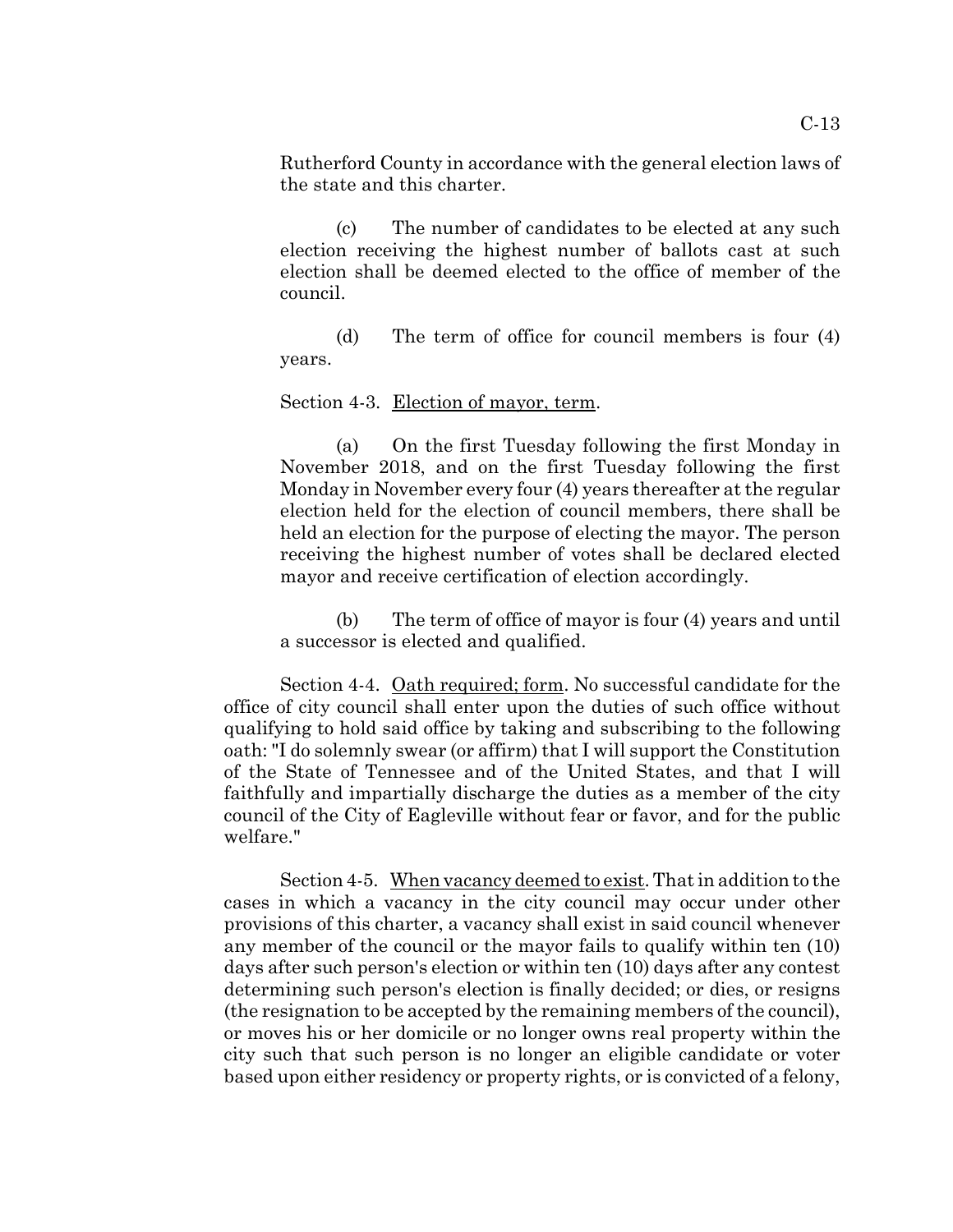Rutherford County in accordance with the general election laws of the state and this charter.

(c) The number of candidates to be elected at any such election receiving the highest number of ballots cast at such election shall be deemed elected to the office of member of the council.

(d) The term of office for council members is four (4) years.

Section 4-3. Election of mayor, term.

(a) On the first Tuesday following the first Monday in November 2018, and on the first Tuesday following the first Monday in November every four (4) years thereafter at the regular election held for the election of council members, there shall be held an election for the purpose of electing the mayor. The person receiving the highest number of votes shall be declared elected mayor and receive certification of election accordingly.

(b) The term of office of mayor is four (4) years and until a successor is elected and qualified.

Section 4-4. Oath required; form. No successful candidate for the office of city council shall enter upon the duties of such office without qualifying to hold said office by taking and subscribing to the following oath: "I do solemnly swear (or affirm) that I will support the Constitution of the State of Tennessee and of the United States, and that I will faithfully and impartially discharge the duties as a member of the city council of the City of Eagleville without fear or favor, and for the public welfare."

Section 4-5. When vacancy deemed to exist. That in addition to the cases in which a vacancy in the city council may occur under other provisions of this charter, a vacancy shall exist in said council whenever any member of the council or the mayor fails to qualify within ten (10) days after such person's election or within ten (10) days after any contest determining such person's election is finally decided; or dies, or resigns (the resignation to be accepted by the remaining members of the council), or moves his or her domicile or no longer owns real property within the city such that such person is no longer an eligible candidate or voter based upon either residency or property rights, or is convicted of a felony,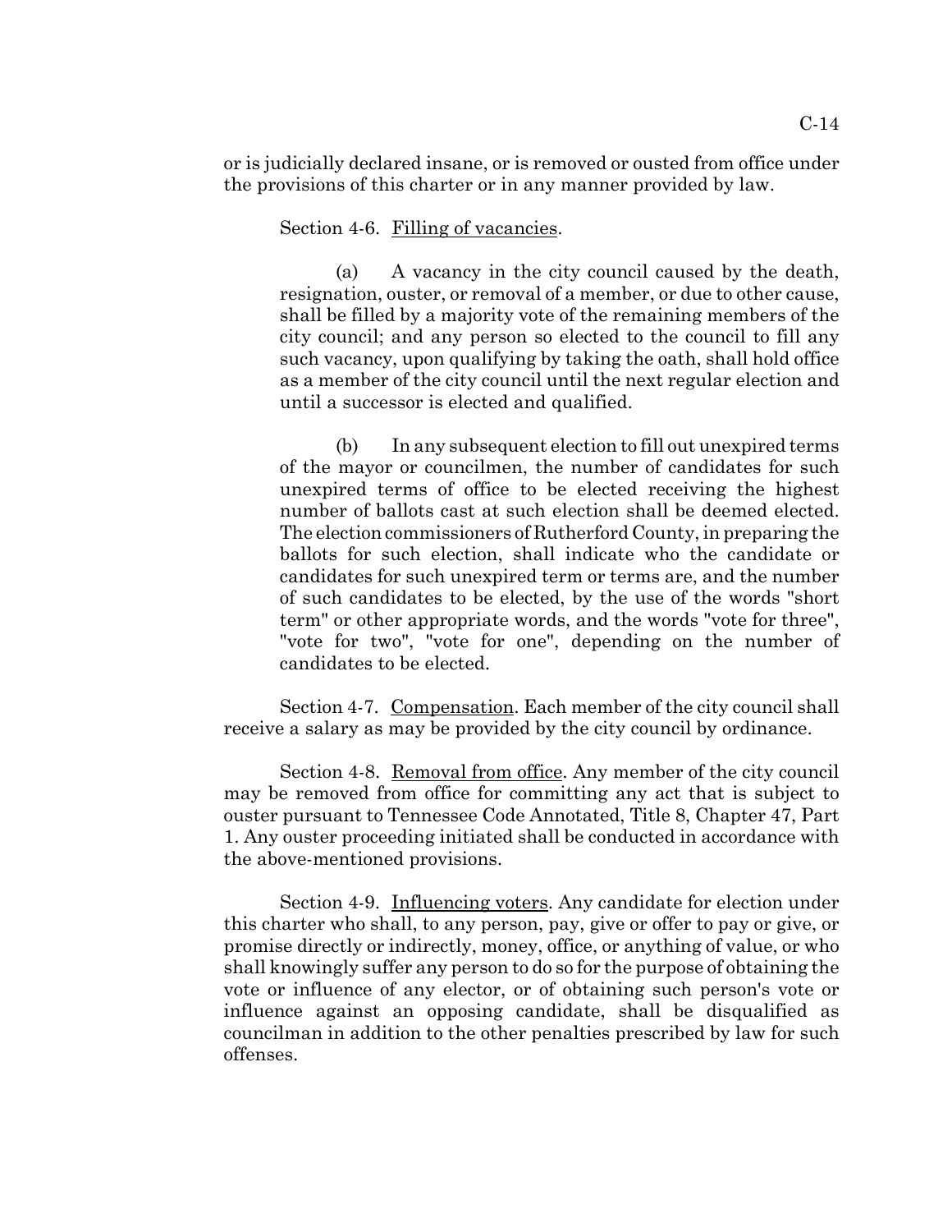or is judicially declared insane, or is removed or ousted from office under the provisions of this charter or in any manner provided by law.

Section 4-6. Filling of vacancies.

(a) A vacancy in the city council caused by the death, resignation, ouster, or removal of a member, or due to other cause, shall be filled by a majority vote of the remaining members of the city council; and any person so elected to the council to fill any such vacancy, upon qualifying by taking the oath, shall hold office as a member of the city council until the next regular election and until a successor is elected and qualified.

(b) In any subsequent election to fill out unexpired terms of the mayor or councilmen, the number of candidates for such unexpired terms of office to be elected receiving the highest number of ballots cast at such election shall be deemed elected. The election commissioners of Rutherford County, in preparing the ballots for such election, shall indicate who the candidate or candidates for such unexpired term or terms are, and the number of such candidates to be elected, by the use of the words "short term" or other appropriate words, and the words "vote for three", "vote for two", "vote for one", depending on the number of candidates to be elected.

Section 4-7. Compensation. Each member of the city council shall receive a salary as may be provided by the city council by ordinance.

Section 4-8. Removal from office. Any member of the city council may be removed from office for committing any act that is subject to ouster pursuant to Tennessee Code Annotated, Title 8, Chapter 47, Part 1. Any ouster proceeding initiated shall be conducted in accordance with the above-mentioned provisions.

Section 4-9. Influencing voters. Any candidate for election under this charter who shall, to any person, pay, give or offer to pay or give, or promise directly or indirectly, money, office, or anything of value, or who shall knowingly suffer any person to do so for the purpose of obtaining the vote or influence of any elector, or of obtaining such person's vote or influence against an opposing candidate, shall be disqualified as councilman in addition to the other penalties prescribed by law for such offenses.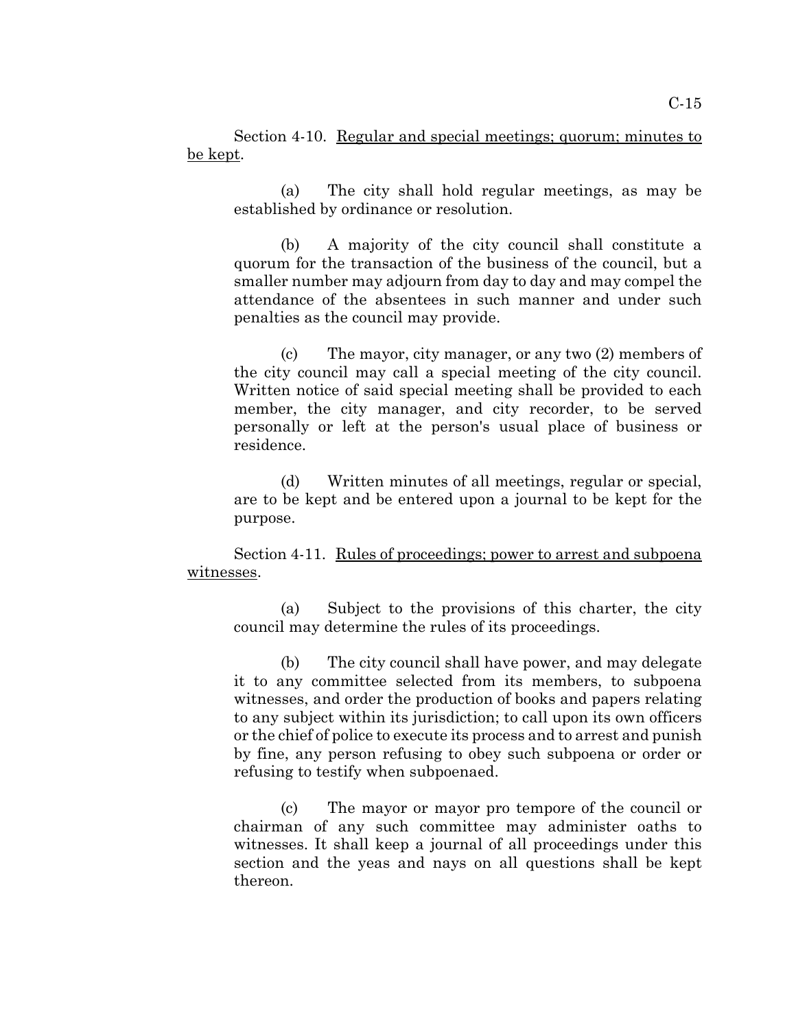Section 4-10. Regular and special meetings; quorum; minutes to be kept.

(a) The city shall hold regular meetings, as may be established by ordinance or resolution.

(b) A majority of the city council shall constitute a quorum for the transaction of the business of the council, but a smaller number may adjourn from day to day and may compel the attendance of the absentees in such manner and under such penalties as the council may provide.

(c) The mayor, city manager, or any two (2) members of the city council may call a special meeting of the city council. Written notice of said special meeting shall be provided to each member, the city manager, and city recorder, to be served personally or left at the person's usual place of business or residence.

(d) Written minutes of all meetings, regular or special, are to be kept and be entered upon a journal to be kept for the purpose.

Section 4-11. Rules of proceedings; power to arrest and subpoena witnesses.

(a) Subject to the provisions of this charter, the city council may determine the rules of its proceedings.

(b) The city council shall have power, and may delegate it to any committee selected from its members, to subpoena witnesses, and order the production of books and papers relating to any subject within its jurisdiction; to call upon its own officers or the chief of police to execute its process and to arrest and punish by fine, any person refusing to obey such subpoena or order or refusing to testify when subpoenaed.

(c) The mayor or mayor pro tempore of the council or chairman of any such committee may administer oaths to witnesses. It shall keep a journal of all proceedings under this section and the yeas and nays on all questions shall be kept thereon.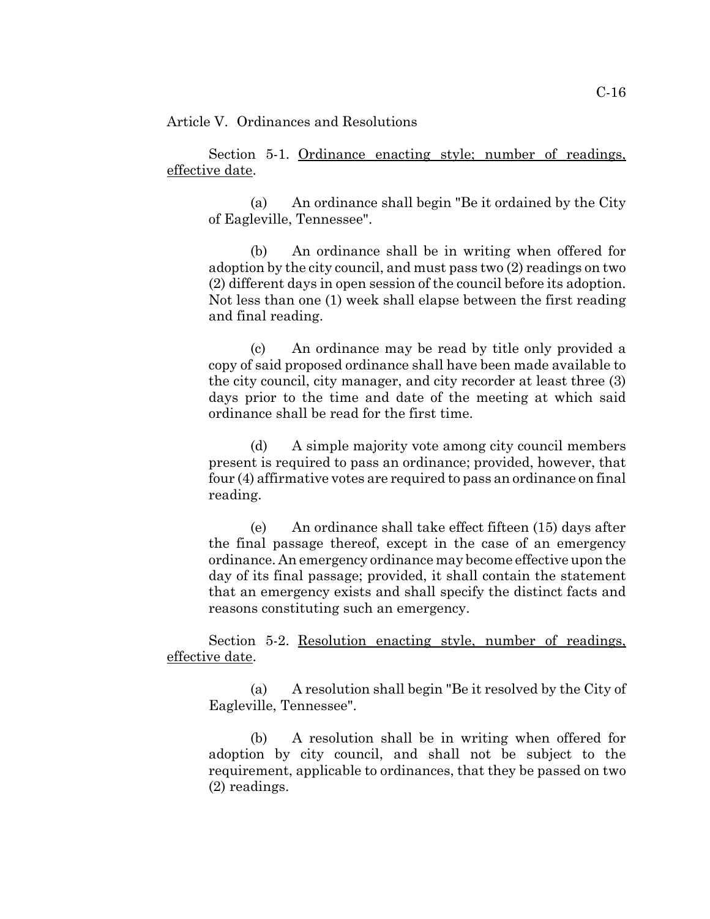Article V. Ordinances and Resolutions

Section 5-1. Ordinance enacting style; number of readings, effective date.

(a) An ordinance shall begin "Be it ordained by the City of Eagleville, Tennessee".

(b) An ordinance shall be in writing when offered for adoption by the city council, and must pass two (2) readings on two (2) different days in open session of the council before its adoption. Not less than one (1) week shall elapse between the first reading and final reading.

(c) An ordinance may be read by title only provided a copy of said proposed ordinance shall have been made available to the city council, city manager, and city recorder at least three (3) days prior to the time and date of the meeting at which said ordinance shall be read for the first time.

(d) A simple majority vote among city council members present is required to pass an ordinance; provided, however, that four (4) affirmative votes are required to pass an ordinance on final reading.

(e) An ordinance shall take effect fifteen (15) days after the final passage thereof, except in the case of an emergency ordinance. An emergency ordinance may become effective upon the day of its final passage; provided, it shall contain the statement that an emergency exists and shall specify the distinct facts and reasons constituting such an emergency.

Section 5-2. Resolution enacting style, number of readings, effective date.

(a) A resolution shall begin "Be it resolved by the City of Eagleville, Tennessee".

(b) A resolution shall be in writing when offered for adoption by city council, and shall not be subject to the requirement, applicable to ordinances, that they be passed on two (2) readings.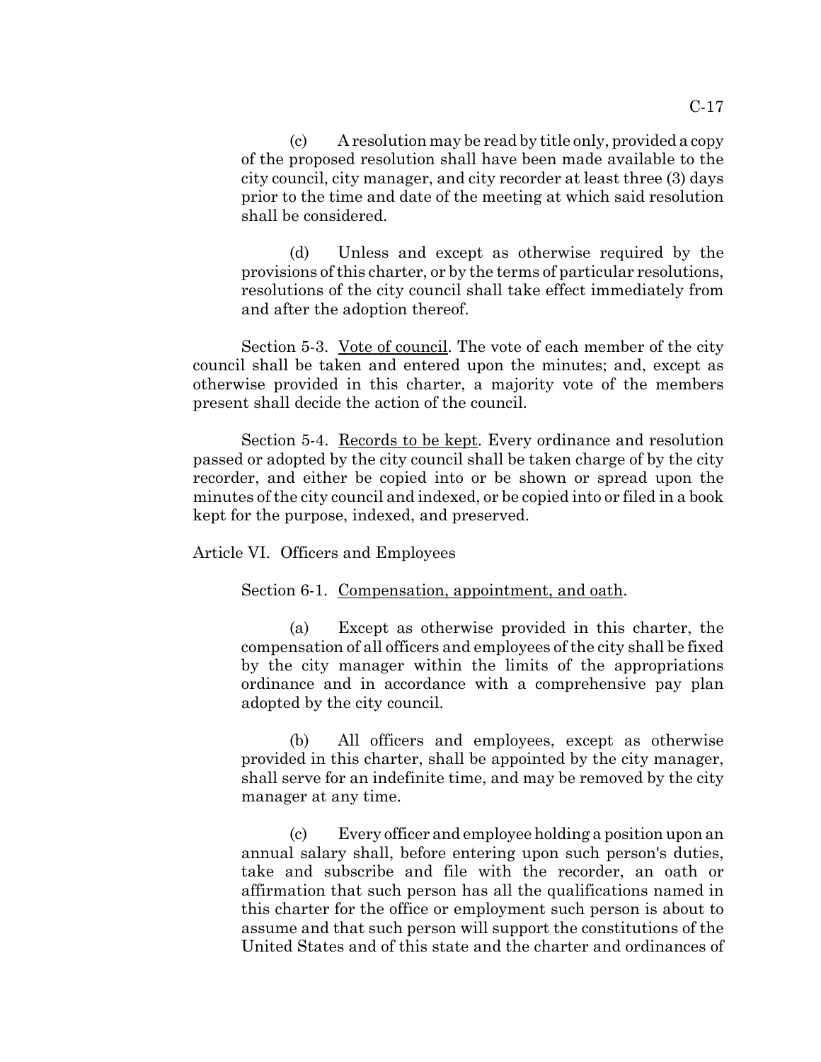(c) A resolution may be read by title only, provided a copy of the proposed resolution shall have been made available to the city council, city manager, and city recorder at least three (3) days prior to the time and date of the meeting at which said resolution shall be considered.

(d) Unless and except as otherwise required by the provisions of this charter, or by the terms of particular resolutions, resolutions of the city council shall take effect immediately from and after the adoption thereof.

Section 5-3. Vote of council. The vote of each member of the city council shall be taken and entered upon the minutes; and, except as otherwise provided in this charter, a majority vote of the members present shall decide the action of the council.

Section 5-4. Records to be kept. Every ordinance and resolution passed or adopted by the city council shall be taken charge of by the city recorder, and either be copied into or be shown or spread upon the minutes of the city council and indexed, or be copied into or filed in a book kept for the purpose, indexed, and preserved.

## Article VI. Officers and Employees

Section 6-1. Compensation, appointment, and oath.

(a) Except as otherwise provided in this charter, the compensation of all officers and employees of the city shall be fixed by the city manager within the limits of the appropriations ordinance and in accordance with a comprehensive pay plan adopted by the city council.

(b) All officers and employees, except as otherwise provided in this charter, shall be appointed by the city manager, shall serve for an indefinite time, and may be removed by the city manager at any time.

(c) Every officer and employee holding a position upon an annual salary shall, before entering upon such person's duties, take and subscribe and file with the recorder, an oath or affirmation that such person has all the qualifications named in this charter for the office or employment such person is about to assume and that such person will support the constitutions of the United States and of this state and the charter and ordinances of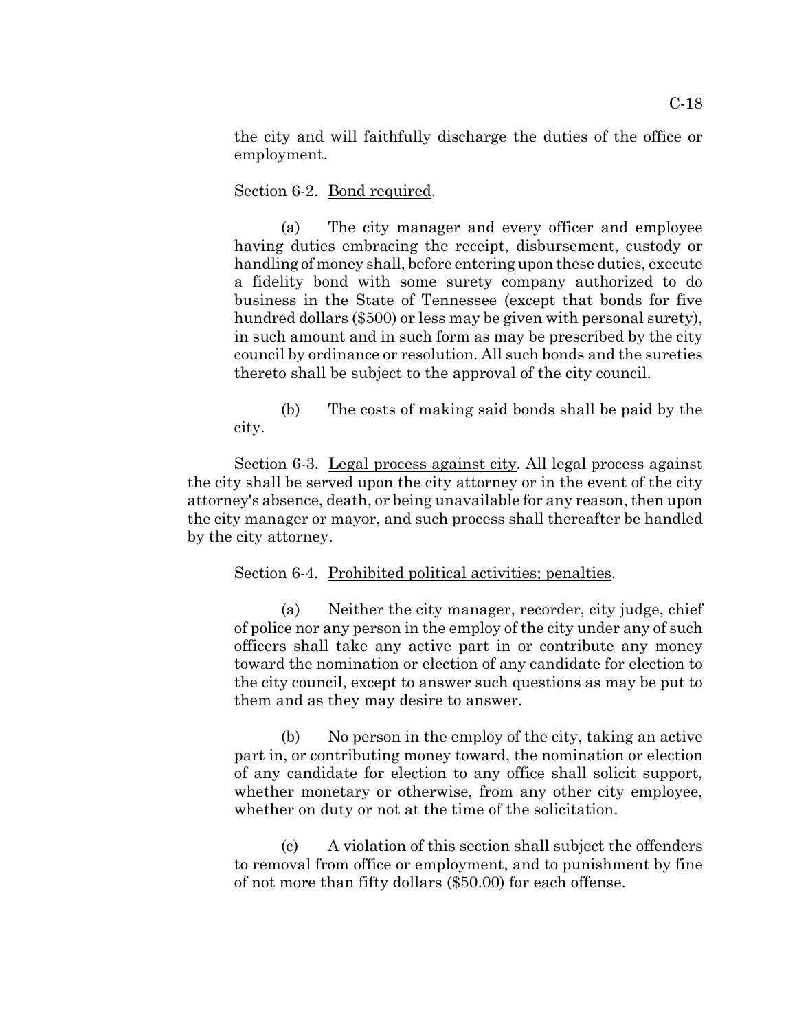the city and will faithfully discharge the duties of the office or employment.

Section 6-2. Bond required.

(a) The city manager and every officer and employee having duties embracing the receipt, disbursement, custody or handling of money shall, before entering upon these duties, execute a fidelity bond with some surety company authorized to do business in the State of Tennessee (except that bonds for five hundred dollars ($500) or less may be given with personal surety), in such amount and in such form as may be prescribed by the city council by ordinance or resolution. All such bonds and the sureties thereto shall be subject to the approval of the city council.

(b) The costs of making said bonds shall be paid by the city.

Section 6-3. Legal process against city. All legal process against the city shall be served upon the city attorney or in the event of the city attorney's absence, death, or being unavailable for any reason, then upon the city manager or mayor, and such process shall thereafter be handled by the city attorney.

Section 6-4. Prohibited political activities; penalties.

(a) Neither the city manager, recorder, city judge, chief of police nor any person in the employ of the city under any of such officers shall take any active part in or contribute any money toward the nomination or election of any candidate for election to the city council, except to answer such questions as may be put to them and as they may desire to answer.

(b) No person in the employ of the city, taking an active part in, or contributing money toward, the nomination or election of any candidate for election to any office shall solicit support, whether monetary or otherwise, from any other city employee, whether on duty or not at the time of the solicitation.

(c) A violation of this section shall subject the offenders to removal from office or employment, and to punishment by fine of not more than fifty dollars ($50.00) for each offense.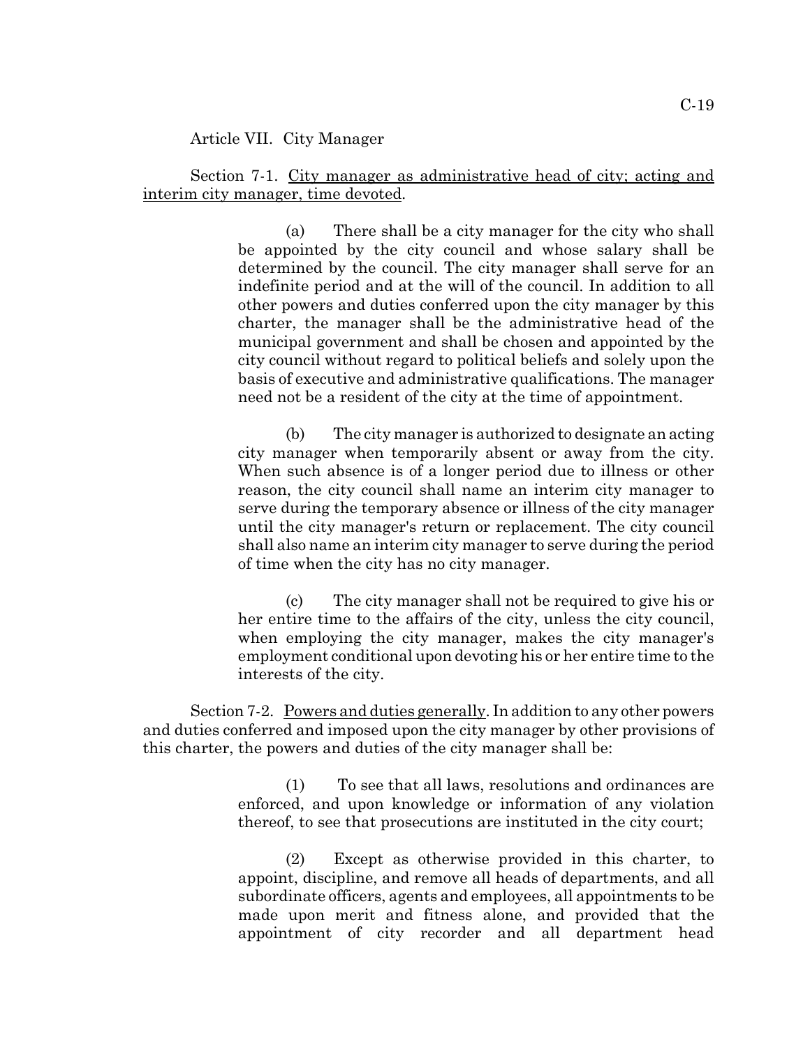## Article VII. City Manager

Section 7-1. City manager as administrative head of city; acting and interim city manager, time devoted.

(a) There shall be a city manager for the city who shall be appointed by the city council and whose salary shall be determined by the council. The city manager shall serve for an indefinite period and at the will of the council. In addition to all other powers and duties conferred upon the city manager by this charter, the manager shall be the administrative head of the municipal government and shall be chosen and appointed by the city council without regard to political beliefs and solely upon the basis of executive and administrative qualifications. The manager need not be a resident of the city at the time of appointment.

(b) The city manager is authorized to designate an acting city manager when temporarily absent or away from the city. When such absence is of a longer period due to illness or other reason, the city council shall name an interim city manager to serve during the temporary absence or illness of the city manager until the city manager's return or replacement. The city council shall also name an interim city manager to serve during the period of time when the city has no city manager.

(c) The city manager shall not be required to give his or her entire time to the affairs of the city, unless the city council, when employing the city manager, makes the city manager's employment conditional upon devoting his or her entire time to the interests of the city.

Section 7-2. Powers and duties generally. In addition to any other powers and duties conferred and imposed upon the city manager by other provisions of this charter, the powers and duties of the city manager shall be:

(1) To see that all laws, resolutions and ordinances are enforced, and upon knowledge or information of any violation thereof, to see that prosecutions are instituted in the city court;

(2) Except as otherwise provided in this charter, to appoint, discipline, and remove all heads of departments, and all subordinate officers, agents and employees, all appointments to be made upon merit and fitness alone, and provided that the appointment of city recorder and all department head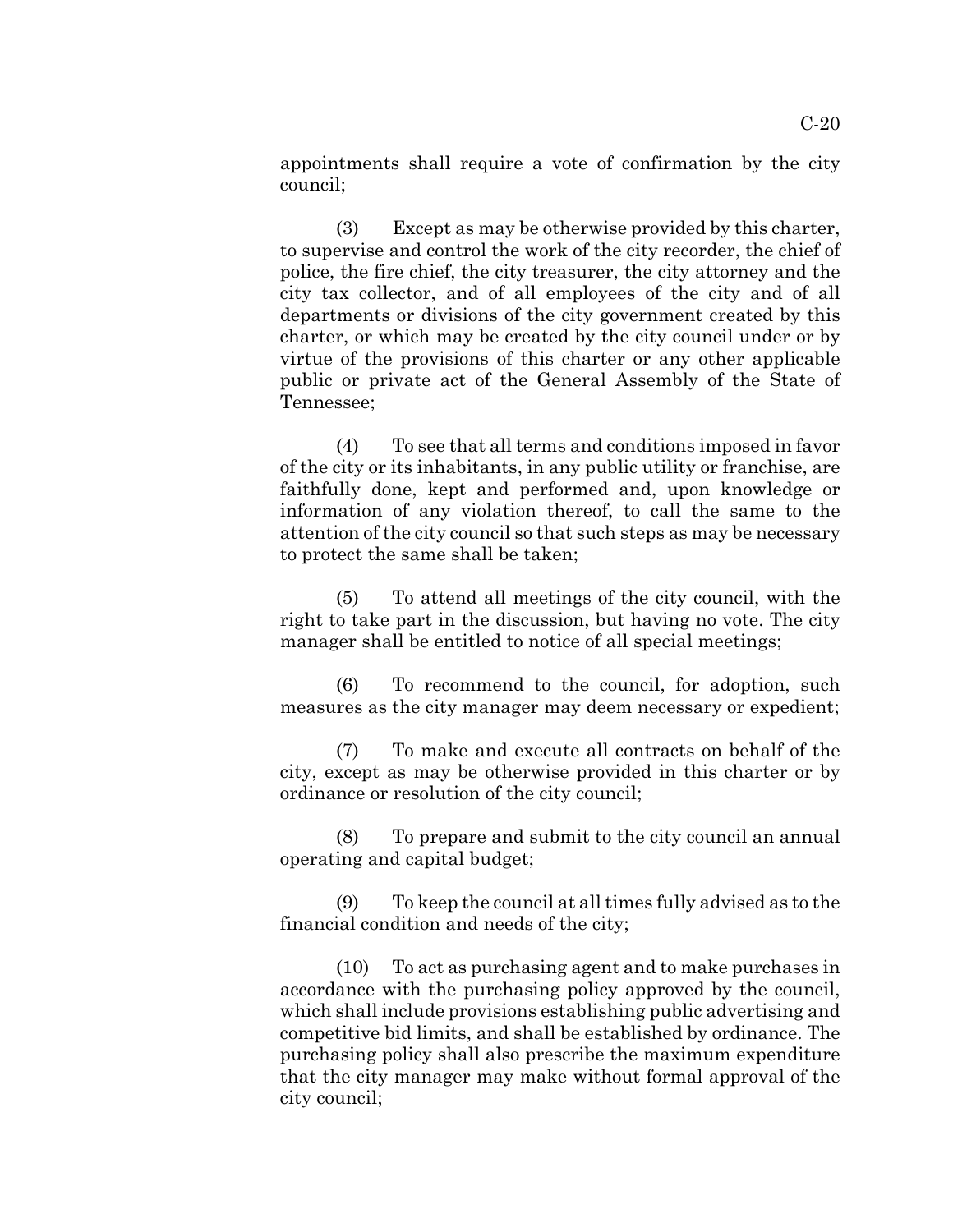appointments shall require a vote of confirmation by the city council;

(3) Except as may be otherwise provided by this charter, to supervise and control the work of the city recorder, the chief of police, the fire chief, the city treasurer, the city attorney and the city tax collector, and of all employees of the city and of all departments or divisions of the city government created by this charter, or which may be created by the city council under or by virtue of the provisions of this charter or any other applicable public or private act of the General Assembly of the State of Tennessee;

(4) To see that all terms and conditions imposed in favor of the city or its inhabitants, in any public utility or franchise, are faithfully done, kept and performed and, upon knowledge or information of any violation thereof, to call the same to the attention of the city council so that such steps as may be necessary to protect the same shall be taken;

(5) To attend all meetings of the city council, with the right to take part in the discussion, but having no vote. The city manager shall be entitled to notice of all special meetings;

(6) To recommend to the council, for adoption, such measures as the city manager may deem necessary or expedient;

(7) To make and execute all contracts on behalf of the city, except as may be otherwise provided in this charter or by ordinance or resolution of the city council;

(8) To prepare and submit to the city council an annual operating and capital budget;

(9) To keep the council at all times fully advised as to the financial condition and needs of the city;

(10) To act as purchasing agent and to make purchases in accordance with the purchasing policy approved by the council, which shall include provisions establishing public advertising and competitive bid limits, and shall be established by ordinance. The purchasing policy shall also prescribe the maximum expenditure that the city manager may make without formal approval of the city council;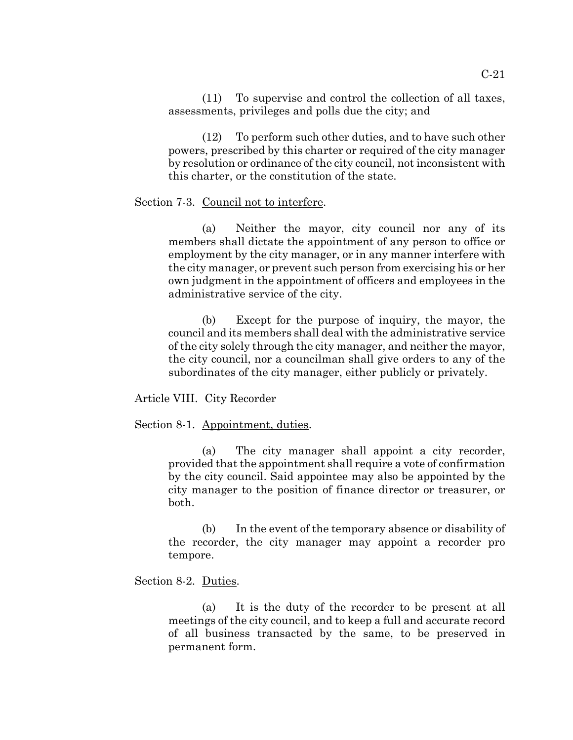(11) To supervise and control the collection of all taxes, assessments, privileges and polls due the city; and

(12) To perform such other duties, and to have such other powers, prescribed by this charter or required of the city manager by resolution or ordinance of the city council, not inconsistent with this charter, or the constitution of the state.

Section 7-3. Council not to interfere.

(a) Neither the mayor, city council nor any of its members shall dictate the appointment of any person to office or employment by the city manager, or in any manner interfere with the city manager, or prevent such person from exercising his or her own judgment in the appointment of officers and employees in the administrative service of the city.

(b) Except for the purpose of inquiry, the mayor, the council and its members shall deal with the administrative service of the city solely through the city manager, and neither the mayor, the city council, nor a councilman shall give orders to any of the subordinates of the city manager, either publicly or privately.

Article VIII. City Recorder

Section 8-1. Appointment, duties.

(a) The city manager shall appoint a city recorder, provided that the appointment shall require a vote of confirmation by the city council. Said appointee may also be appointed by the city manager to the position of finance director or treasurer, or both.

(b) In the event of the temporary absence or disability of the recorder, the city manager may appoint a recorder pro tempore.

Section 8-2. Duties.

(a) It is the duty of the recorder to be present at all meetings of the city council, and to keep a full and accurate record of all business transacted by the same, to be preserved in permanent form.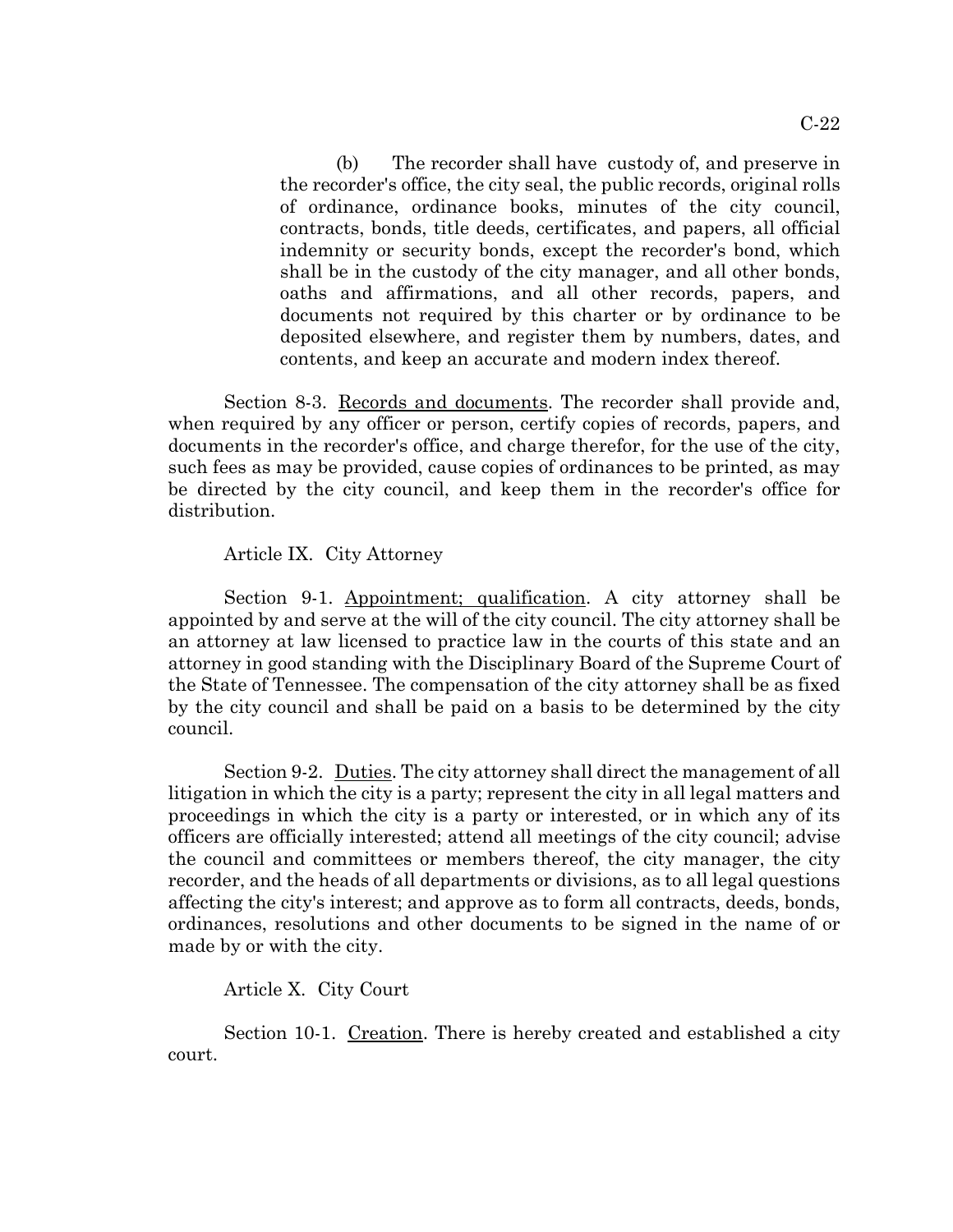(b) The recorder shall have custody of, and preserve in the recorder's office, the city seal, the public records, original rolls of ordinance, ordinance books, minutes of the city council, contracts, bonds, title deeds, certificates, and papers, all official indemnity or security bonds, except the recorder's bond, which shall be in the custody of the city manager, and all other bonds, oaths and affirmations, and all other records, papers, and documents not required by this charter or by ordinance to be deposited elsewhere, and register them by numbers, dates, and contents, and keep an accurate and modern index thereof.

Section 8-3. Records and documents. The recorder shall provide and, when required by any officer or person, certify copies of records, papers, and documents in the recorder's office, and charge therefor, for the use of the city, such fees as may be provided, cause copies of ordinances to be printed, as may be directed by the city council, and keep them in the recorder's office for distribution.

## Article IX. City Attorney

Section 9-1. Appointment; qualification. A city attorney shall be appointed by and serve at the will of the city council. The city attorney shall be an attorney at law licensed to practice law in the courts of this state and an attorney in good standing with the Disciplinary Board of the Supreme Court of the State of Tennessee. The compensation of the city attorney shall be as fixed by the city council and shall be paid on a basis to be determined by the city council.

Section 9-2. Duties. The city attorney shall direct the management of all litigation in which the city is a party; represent the city in all legal matters and proceedings in which the city is a party or interested, or in which any of its officers are officially interested; attend all meetings of the city council; advise the council and committees or members thereof, the city manager, the city recorder, and the heads of all departments or divisions, as to all legal questions affecting the city's interest; and approve as to form all contracts, deeds, bonds, ordinances, resolutions and other documents to be signed in the name of or made by or with the city.

## Article X. City Court

Section 10-1. Creation. There is hereby created and established a city court.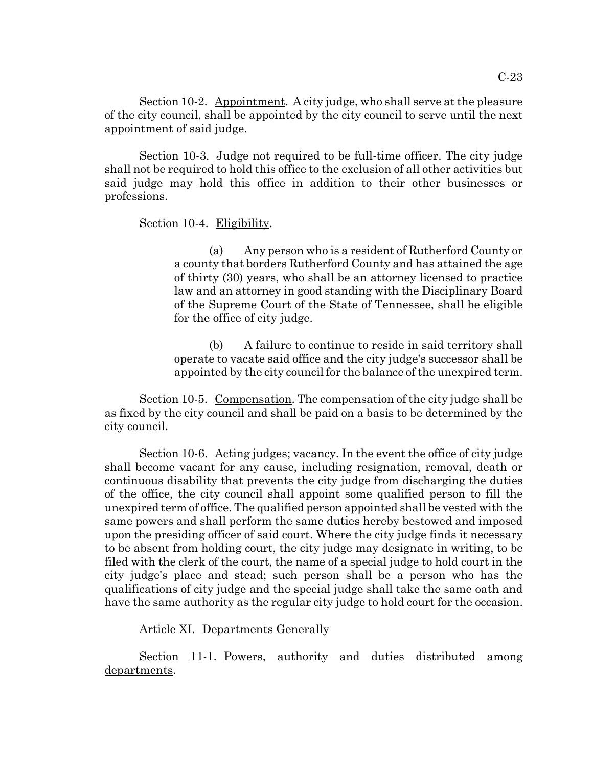Section 10-2. Appointment. A city judge, who shall serve at the pleasure of the city council, shall be appointed by the city council to serve until the next appointment of said judge.

Section 10-3. Judge not required to be full-time officer. The city judge shall not be required to hold this office to the exclusion of all other activities but said judge may hold this office in addition to their other businesses or professions.

Section 10-4. Eligibility.

(a) Any person who is a resident of Rutherford County or a county that borders Rutherford County and has attained the age of thirty (30) years, who shall be an attorney licensed to practice law and an attorney in good standing with the Disciplinary Board of the Supreme Court of the State of Tennessee, shall be eligible for the office of city judge.

(b) A failure to continue to reside in said territory shall operate to vacate said office and the city judge's successor shall be appointed by the city council for the balance of the unexpired term.

Section 10-5. Compensation. The compensation of the city judge shall be as fixed by the city council and shall be paid on a basis to be determined by the city council.

Section 10-6. Acting judges; vacancy. In the event the office of city judge shall become vacant for any cause, including resignation, removal, death or continuous disability that prevents the city judge from discharging the duties of the office, the city council shall appoint some qualified person to fill the unexpired term of office. The qualified person appointed shall be vested with the same powers and shall perform the same duties hereby bestowed and imposed upon the presiding officer of said court. Where the city judge finds it necessary to be absent from holding court, the city judge may designate in writing, to be filed with the clerk of the court, the name of a special judge to hold court in the city judge's place and stead; such person shall be a person who has the qualifications of city judge and the special judge shall take the same oath and have the same authority as the regular city judge to hold court for the occasion.

Article XI. Departments Generally

Section 11-1. Powers, authority and duties distributed among departments.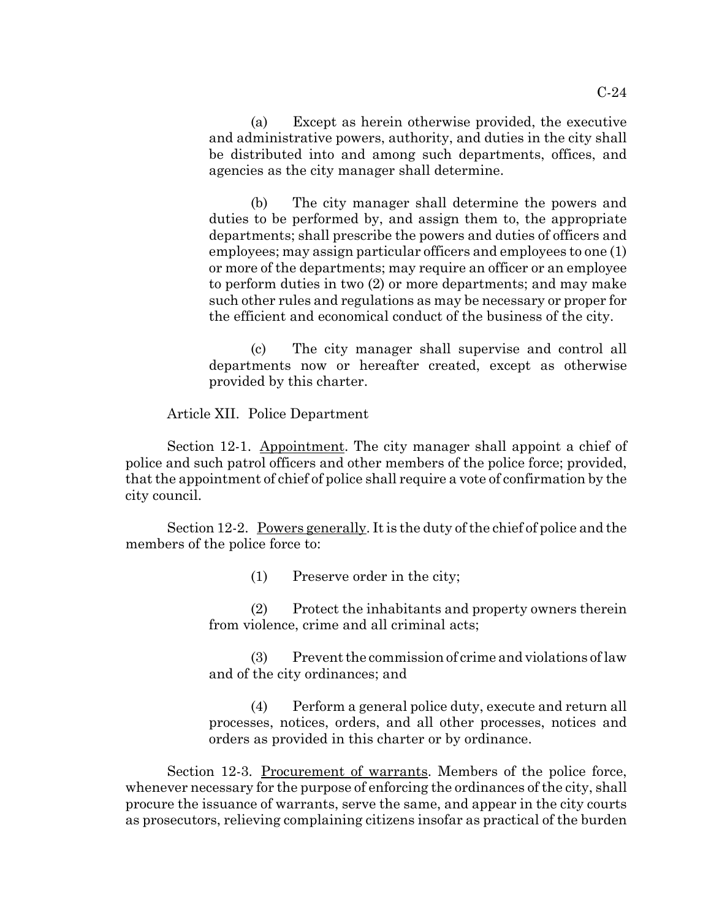(a) Except as herein otherwise provided, the executive and administrative powers, authority, and duties in the city shall be distributed into and among such departments, offices, and agencies as the city manager shall determine.

(b) The city manager shall determine the powers and duties to be performed by, and assign them to, the appropriate departments; shall prescribe the powers and duties of officers and employees; may assign particular officers and employees to one (1) or more of the departments; may require an officer or an employee to perform duties in two (2) or more departments; and may make such other rules and regulations as may be necessary or proper for the efficient and economical conduct of the business of the city.

(c) The city manager shall supervise and control all departments now or hereafter created, except as otherwise provided by this charter.

## Article XII. Police Department

Section 12-1. Appointment. The city manager shall appoint a chief of police and such patrol officers and other members of the police force; provided, that the appointment of chief of police shall require a vote of confirmation by the city council.

Section 12-2. Powers generally. It is the duty of the chief of police and the members of the police force to:

(1) Preserve order in the city;

(2) Protect the inhabitants and property owners therein from violence, crime and all criminal acts;

(3) Prevent the commission of crime and violations of law and of the city ordinances; and

(4) Perform a general police duty, execute and return all processes, notices, orders, and all other processes, notices and orders as provided in this charter or by ordinance.

Section 12-3. Procurement of warrants. Members of the police force, whenever necessary for the purpose of enforcing the ordinances of the city, shall procure the issuance of warrants, serve the same, and appear in the city courts as prosecutors, relieving complaining citizens insofar as practical of the burden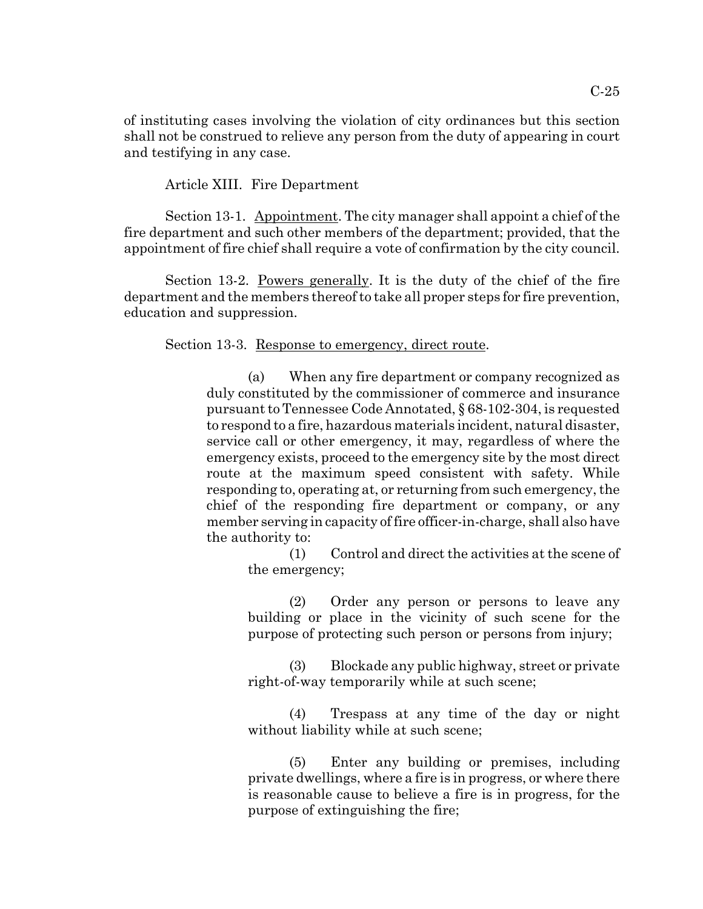of instituting cases involving the violation of city ordinances but this section shall not be construed to relieve any person from the duty of appearing in court and testifying in any case.

## Article XIII. Fire Department

Section 13-1. Appointment. The city manager shall appoint a chief of the fire department and such other members of the department; provided, that the appointment of fire chief shall require a vote of confirmation by the city council.

Section 13-2. Powers generally. It is the duty of the chief of the fire department and the members thereof to take all proper steps for fire prevention, education and suppression.

Section 13-3. Response to emergency, direct route.

(a) When any fire department or company recognized as duly constituted by the commissioner of commerce and insurance pursuant to Tennessee Code Annotated, § 68-102-304, is requested to respond to a fire, hazardous materials incident, natural disaster, service call or other emergency, it may, regardless of where the emergency exists, proceed to the emergency site by the most direct route at the maximum speed consistent with safety. While responding to, operating at, or returning from such emergency, the chief of the responding fire department or company, or any member serving in capacity of fire officer-in-charge, shall also have the authority to:

(1) Control and direct the activities at the scene of the emergency;

(2) Order any person or persons to leave any building or place in the vicinity of such scene for the purpose of protecting such person or persons from injury;

(3) Blockade any public highway, street or private right-of-way temporarily while at such scene;

(4) Trespass at any time of the day or night without liability while at such scene;

(5) Enter any building or premises, including private dwellings, where a fire is in progress, or where there is reasonable cause to believe a fire is in progress, for the purpose of extinguishing the fire;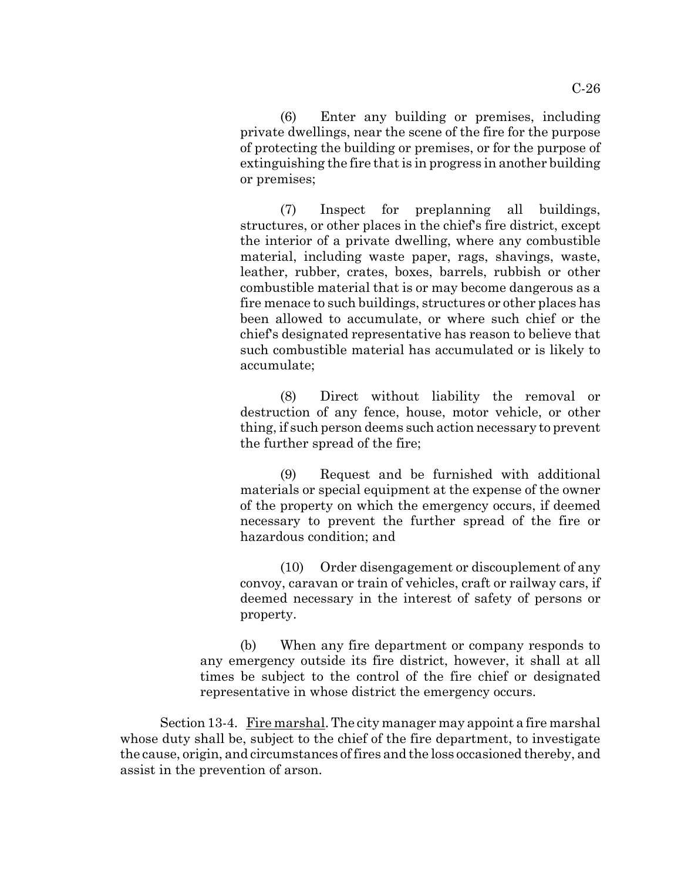(6) Enter any building or premises, including private dwellings, near the scene of the fire for the purpose of protecting the building or premises, or for the purpose of extinguishing the fire that is in progress in another building or premises;

(7) Inspect for preplanning all buildings, structures, or other places in the chief's fire district, except the interior of a private dwelling, where any combustible material, including waste paper, rags, shavings, waste, leather, rubber, crates, boxes, barrels, rubbish or other combustible material that is or may become dangerous as a fire menace to such buildings, structures or other places has been allowed to accumulate, or where such chief or the chief's designated representative has reason to believe that such combustible material has accumulated or is likely to accumulate;

(8) Direct without liability the removal or destruction of any fence, house, motor vehicle, or other thing, if such person deems such action necessary to prevent the further spread of the fire;

(9) Request and be furnished with additional materials or special equipment at the expense of the owner of the property on which the emergency occurs, if deemed necessary to prevent the further spread of the fire or hazardous condition; and

(10) Order disengagement or discouplement of any convoy, caravan or train of vehicles, craft or railway cars, if deemed necessary in the interest of safety of persons or property.

(b) When any fire department or company responds to any emergency outside its fire district, however, it shall at all times be subject to the control of the fire chief or designated representative in whose district the emergency occurs.

Section 13-4. Fire marshal. The city manager may appoint a fire marshal whose duty shall be, subject to the chief of the fire department, to investigate the cause, origin, and circumstances of fires and the loss occasioned thereby, and assist in the prevention of arson.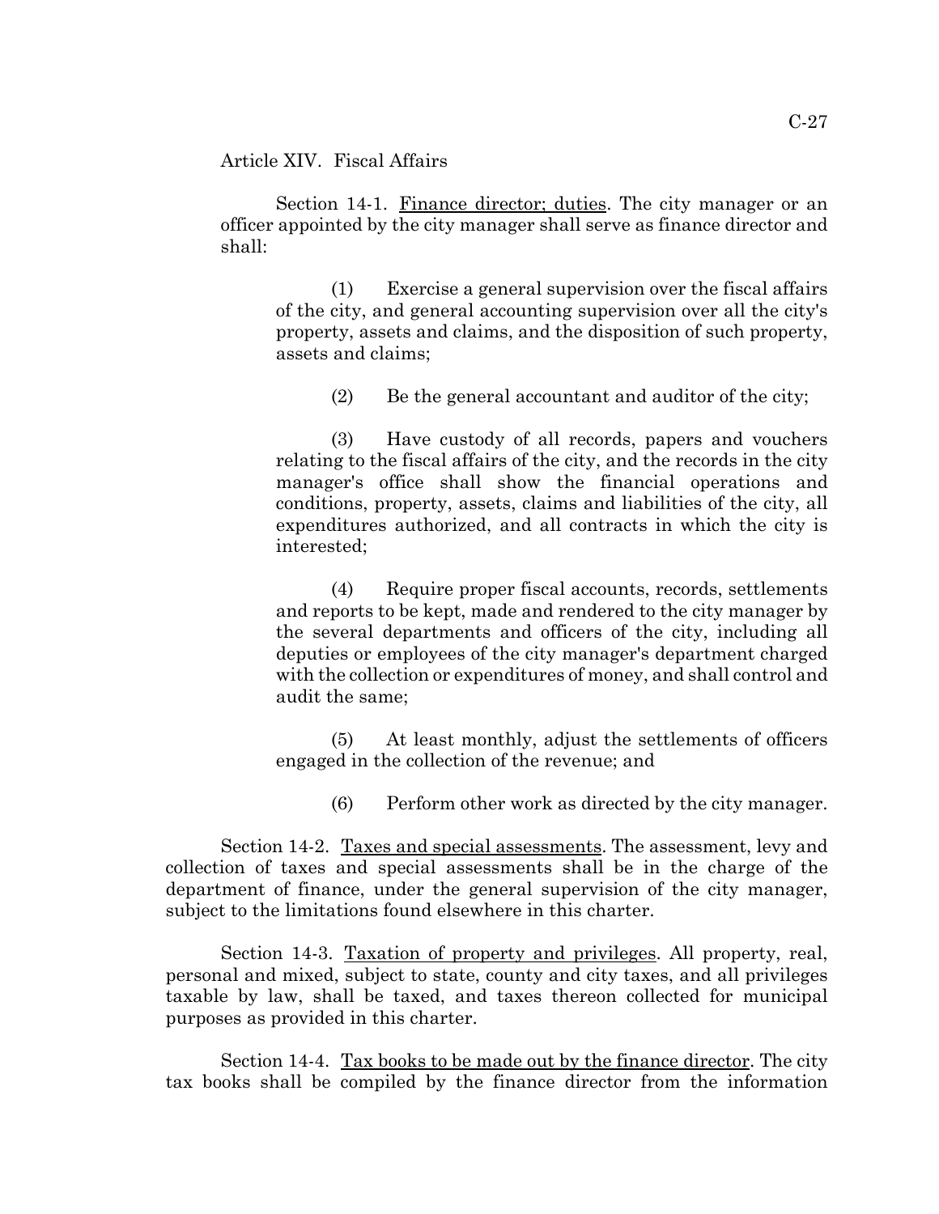## Article XIV. Fiscal Affairs

Section 14-1. Finance director; duties. The city manager or an officer appointed by the city manager shall serve as finance director and shall:

(1) Exercise a general supervision over the fiscal affairs of the city, and general accounting supervision over all the city's property, assets and claims, and the disposition of such property, assets and claims;

(2) Be the general accountant and auditor of the city;

(3) Have custody of all records, papers and vouchers relating to the fiscal affairs of the city, and the records in the city manager's office shall show the financial operations and conditions, property, assets, claims and liabilities of the city, all expenditures authorized, and all contracts in which the city is interested;

(4) Require proper fiscal accounts, records, settlements and reports to be kept, made and rendered to the city manager by the several departments and officers of the city, including all deputies or employees of the city manager's department charged with the collection or expenditures of money, and shall control and audit the same;

(5) At least monthly, adjust the settlements of officers engaged in the collection of the revenue; and

(6) Perform other work as directed by the city manager.

Section 14-2. Taxes and special assessments. The assessment, levy and collection of taxes and special assessments shall be in the charge of the department of finance, under the general supervision of the city manager, subject to the limitations found elsewhere in this charter.

Section 14-3. Taxation of property and privileges. All property, real, personal and mixed, subject to state, county and city taxes, and all privileges taxable by law, shall be taxed, and taxes thereon collected for municipal purposes as provided in this charter.

Section 14-4. Tax books to be made out by the finance director. The city tax books shall be compiled by the finance director from the information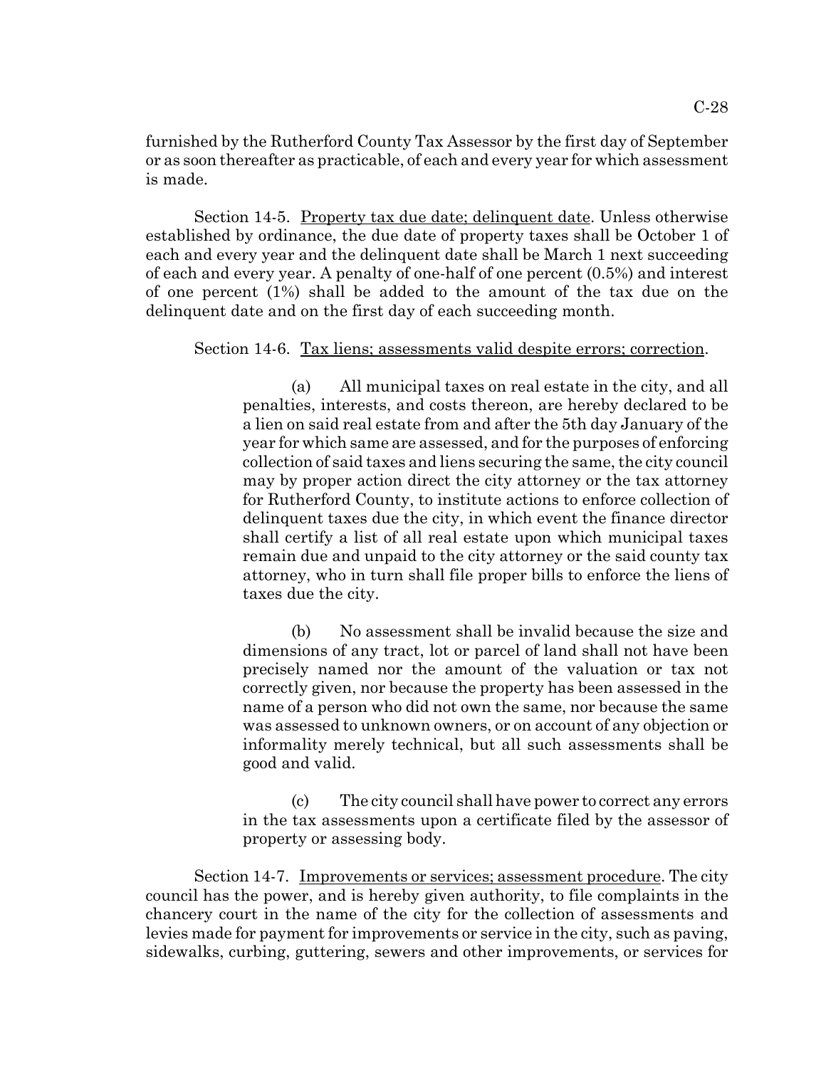furnished by the Rutherford County Tax Assessor by the first day of September or as soon thereafter as practicable, of each and every year for which assessment is made.

Section 14-5. Property tax due date; delinquent date. Unless otherwise established by ordinance, the due date of property taxes shall be October 1 of each and every year and the delinquent date shall be March 1 next succeeding of each and every year. A penalty of one-half of one percent (0.5%) and interest of one percent (1%) shall be added to the amount of the tax due on the delinquent date and on the first day of each succeeding month.

Section 14-6. Tax liens; assessments valid despite errors; correction.

(a) All municipal taxes on real estate in the city, and all penalties, interests, and costs thereon, are hereby declared to be a lien on said real estate from and after the 5th day January of the year for which same are assessed, and for the purposes of enforcing collection of said taxes and liens securing the same, the city council may by proper action direct the city attorney or the tax attorney for Rutherford County, to institute actions to enforce collection of delinquent taxes due the city, in which event the finance director shall certify a list of all real estate upon which municipal taxes remain due and unpaid to the city attorney or the said county tax attorney, who in turn shall file proper bills to enforce the liens of taxes due the city.

(b) No assessment shall be invalid because the size and dimensions of any tract, lot or parcel of land shall not have been precisely named nor the amount of the valuation or tax not correctly given, nor because the property has been assessed in the name of a person who did not own the same, nor because the same was assessed to unknown owners, or on account of any objection or informality merely technical, but all such assessments shall be good and valid.

(c) The city council shall have power to correct any errors in the tax assessments upon a certificate filed by the assessor of property or assessing body.

Section 14-7. Improvements or services; assessment procedure. The city council has the power, and is hereby given authority, to file complaints in the chancery court in the name of the city for the collection of assessments and levies made for payment for improvements or service in the city, such as paving, sidewalks, curbing, guttering, sewers and other improvements, or services for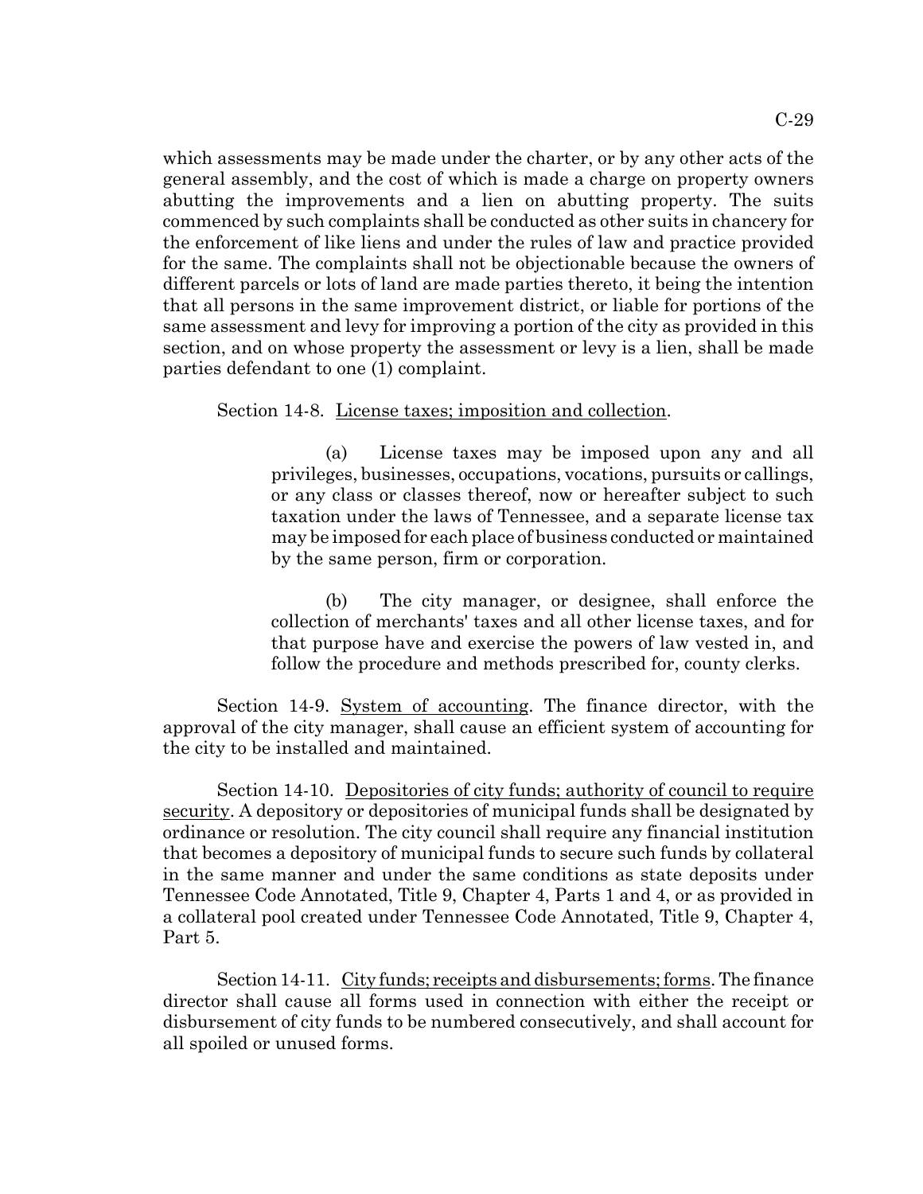which assessments may be made under the charter, or by any other acts of the general assembly, and the cost of which is made a charge on property owners abutting the improvements and a lien on abutting property. The suits commenced by such complaints shall be conducted as other suits in chancery for the enforcement of like liens and under the rules of law and practice provided for the same. The complaints shall not be objectionable because the owners of different parcels or lots of land are made parties thereto, it being the intention that all persons in the same improvement district, or liable for portions of the same assessment and levy for improving a portion of the city as provided in this section, and on whose property the assessment or levy is a lien, shall be made parties defendant to one (1) complaint.

Section 14-8. License taxes; imposition and collection.

(a) License taxes may be imposed upon any and all privileges, businesses, occupations, vocations, pursuits or callings, or any class or classes thereof, now or hereafter subject to such taxation under the laws of Tennessee, and a separate license tax may be imposed for each place of business conducted or maintained by the same person, firm or corporation.

(b) The city manager, or designee, shall enforce the collection of merchants' taxes and all other license taxes, and for that purpose have and exercise the powers of law vested in, and follow the procedure and methods prescribed for, county clerks.

Section 14-9. System of accounting. The finance director, with the approval of the city manager, shall cause an efficient system of accounting for the city to be installed and maintained.

Section 14-10. Depositories of city funds; authority of council to require security. A depository or depositories of municipal funds shall be designated by ordinance or resolution. The city council shall require any financial institution that becomes a depository of municipal funds to secure such funds by collateral in the same manner and under the same conditions as state deposits under Tennessee Code Annotated, Title 9, Chapter 4, Parts 1 and 4, or as provided in a collateral pool created under Tennessee Code Annotated, Title 9, Chapter 4, Part 5.

Section 14-11. City funds; receipts and disbursements; forms. The finance director shall cause all forms used in connection with either the receipt or disbursement of city funds to be numbered consecutively, and shall account for all spoiled or unused forms.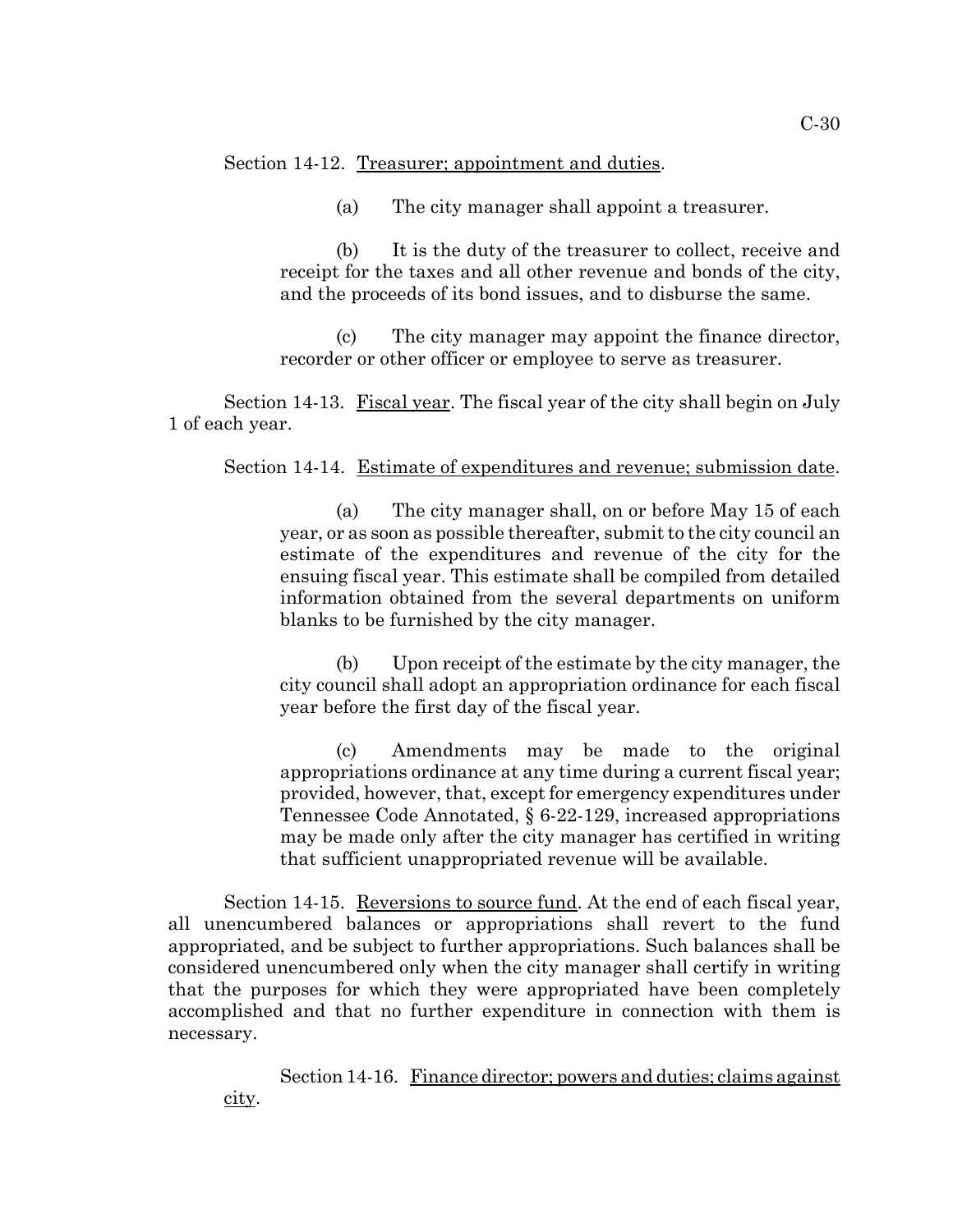Section 14-12. Treasurer; appointment and duties.

(a) The city manager shall appoint a treasurer.

(b) It is the duty of the treasurer to collect, receive and receipt for the taxes and all other revenue and bonds of the city, and the proceeds of its bond issues, and to disburse the same.

(c) The city manager may appoint the finance director, recorder or other officer or employee to serve as treasurer.

Section 14-13. Fiscal year. The fiscal year of the city shall begin on July 1 of each year.

Section 14-14. Estimate of expenditures and revenue; submission date.

(a) The city manager shall, on or before May 15 of each year, or as soon as possible thereafter, submit to the city council an estimate of the expenditures and revenue of the city for the ensuing fiscal year. This estimate shall be compiled from detailed information obtained from the several departments on uniform blanks to be furnished by the city manager.

(b) Upon receipt of the estimate by the city manager, the city council shall adopt an appropriation ordinance for each fiscal year before the first day of the fiscal year.

(c) Amendments may be made to the original appropriations ordinance at any time during a current fiscal year; provided, however, that, except for emergency expenditures under Tennessee Code Annotated, § 6-22-129, increased appropriations may be made only after the city manager has certified in writing that sufficient unappropriated revenue will be available.

Section 14-15. Reversions to source fund. At the end of each fiscal year, all unencumbered balances or appropriations shall revert to the fund appropriated, and be subject to further appropriations. Such balances shall be considered unencumbered only when the city manager shall certify in writing that the purposes for which they were appropriated have been completely accomplished and that no further expenditure in connection with them is necessary.

Section 14-16. Finance director; powers and duties; claims against city.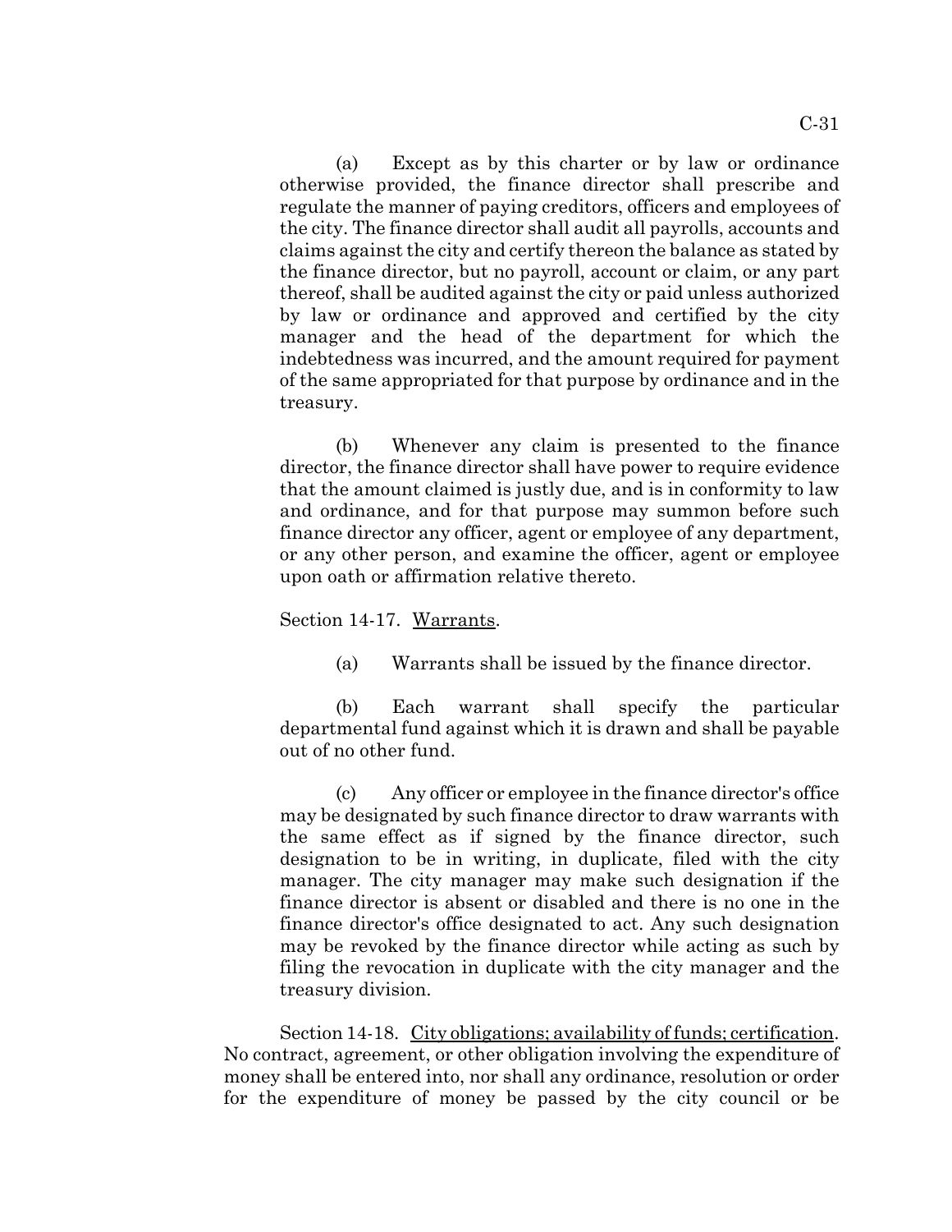(a) Except as by this charter or by law or ordinance otherwise provided, the finance director shall prescribe and regulate the manner of paying creditors, officers and employees of the city. The finance director shall audit all payrolls, accounts and claims against the city and certify thereon the balance as stated by the finance director, but no payroll, account or claim, or any part thereof, shall be audited against the city or paid unless authorized by law or ordinance and approved and certified by the city manager and the head of the department for which the indebtedness was incurred, and the amount required for payment of the same appropriated for that purpose by ordinance and in the treasury.

(b) Whenever any claim is presented to the finance director, the finance director shall have power to require evidence that the amount claimed is justly due, and is in conformity to law and ordinance, and for that purpose may summon before such finance director any officer, agent or employee of any department, or any other person, and examine the officer, agent or employee upon oath or affirmation relative thereto.

Section 14-17. Warrants.

(a) Warrants shall be issued by the finance director.

(b) Each warrant shall specify the particular departmental fund against which it is drawn and shall be payable out of no other fund.

(c) Any officer or employee in the finance director's office may be designated by such finance director to draw warrants with the same effect as if signed by the finance director, such designation to be in writing, in duplicate, filed with the city manager. The city manager may make such designation if the finance director is absent or disabled and there is no one in the finance director's office designated to act. Any such designation may be revoked by the finance director while acting as such by filing the revocation in duplicate with the city manager and the treasury division.

Section 14-18. City obligations; availability of funds; certification. No contract, agreement, or other obligation involving the expenditure of money shall be entered into, nor shall any ordinance, resolution or order for the expenditure of money be passed by the city council or be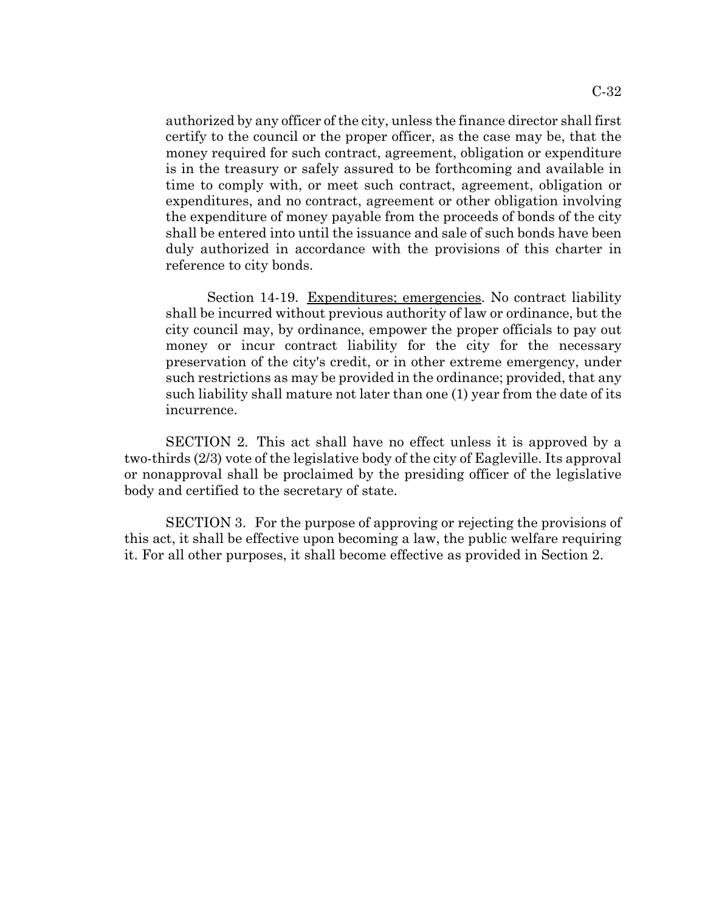authorized by any officer of the city, unless the finance director shall first certify to the council or the proper officer, as the case may be, that the money required for such contract, agreement, obligation or expenditure is in the treasury or safely assured to be forthcoming and available in time to comply with, or meet such contract, agreement, obligation or expenditures, and no contract, agreement or other obligation involving the expenditure of money payable from the proceeds of bonds of the city shall be entered into until the issuance and sale of such bonds have been duly authorized in accordance with the provisions of this charter in reference to city bonds.

Section 14-19. Expenditures; emergencies. No contract liability shall be incurred without previous authority of law or ordinance, but the city council may, by ordinance, empower the proper officials to pay out money or incur contract liability for the city for the necessary preservation of the city's credit, or in other extreme emergency, under such restrictions as may be provided in the ordinance; provided, that any such liability shall mature not later than one (1) year from the date of its incurrence.

SECTION 2. This act shall have no effect unless it is approved by a two-thirds (2/3) vote of the legislative body of the city of Eagleville. Its approval or nonapproval shall be proclaimed by the presiding officer of the legislative body and certified to the secretary of state.

SECTION 3. For the purpose of approving or rejecting the provisions of this act, it shall be effective upon becoming a law, the public welfare requiring it. For all other purposes, it shall become effective as provided in Section 2.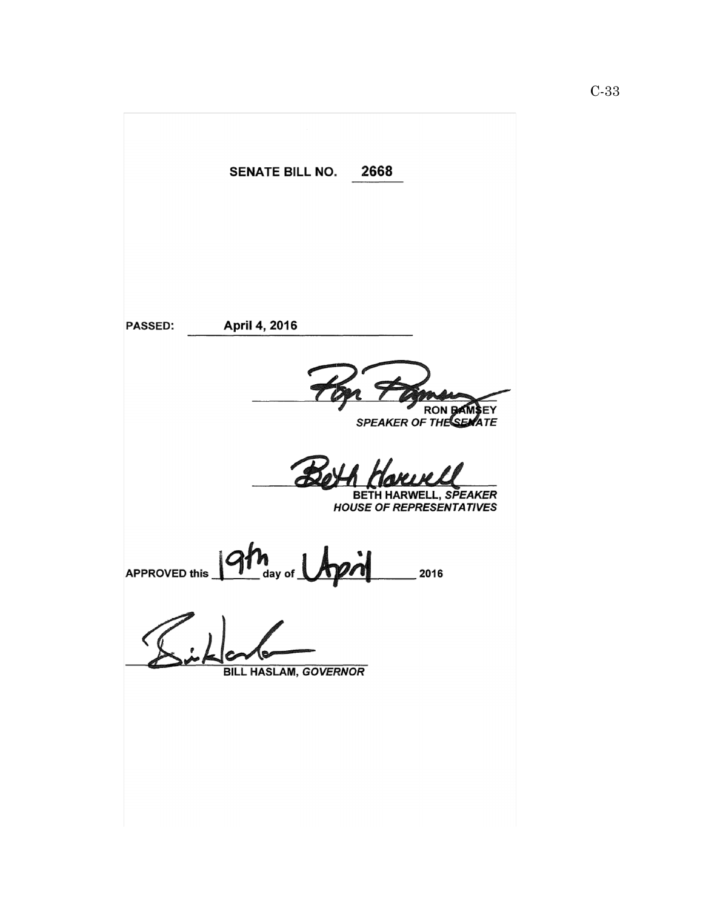**SENATE BILL NO. 2668**

**PASSED:** April 4, 2016

RON RAMSEY
*SPEAKER OF THE SENATE*

BETH HARWELL, *SPEAKER*
*HOUSE OF REPRESENTATIVES*

**APPROVED this** 19th **day of** April **2016**

**BILL HASLAM,** ***GOVERNOR***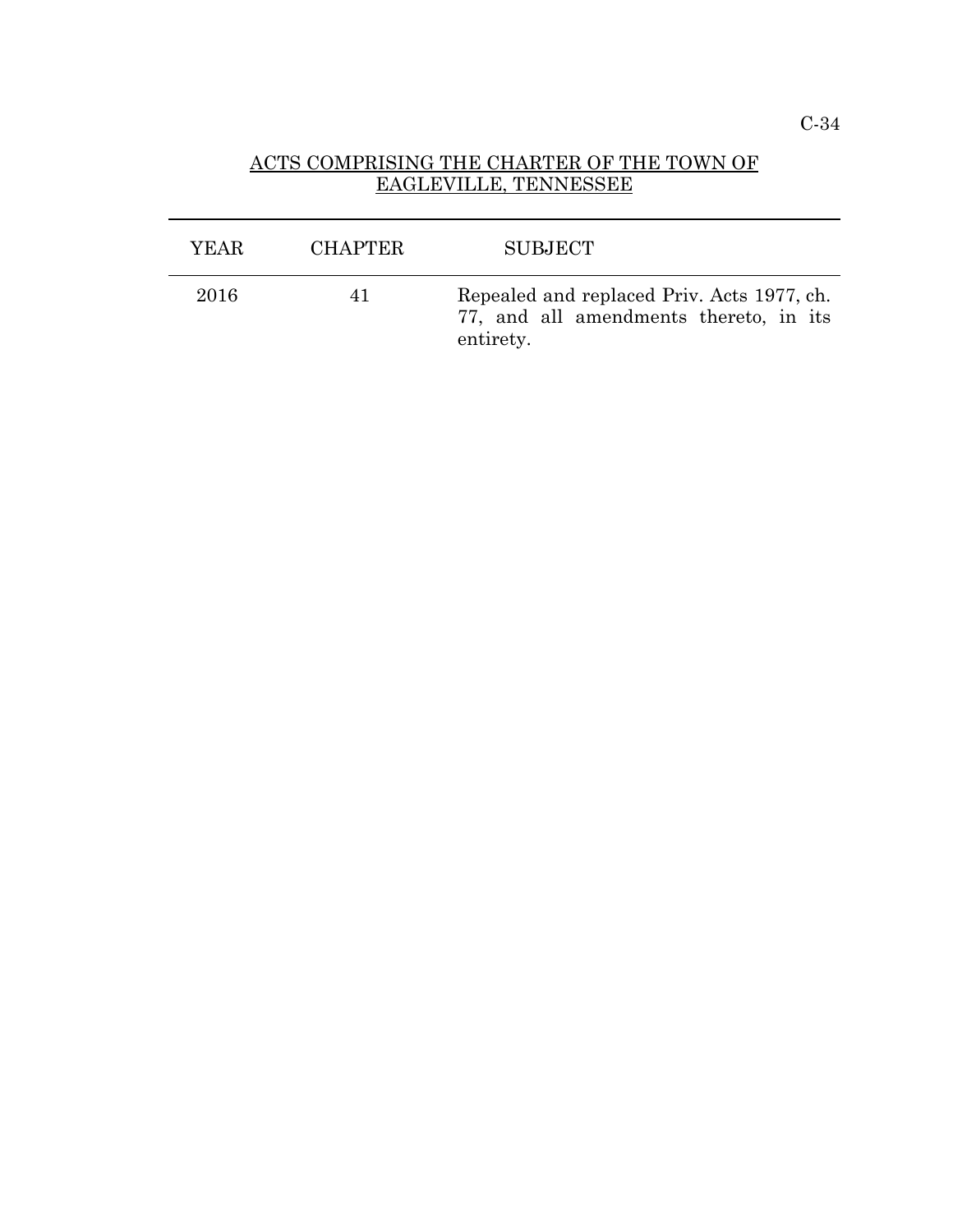## ACTS COMPRISING THE CHARTER OF THE TOWN OF EAGLEVILLE, TENNESSEE

| YEAR | CHAPTER | SUBJECT |
|---|---|---|
| 2016 | 41 | Repealed and replaced Priv. Acts 1977, ch. 77, and all amendments thereto, in its entirety. |